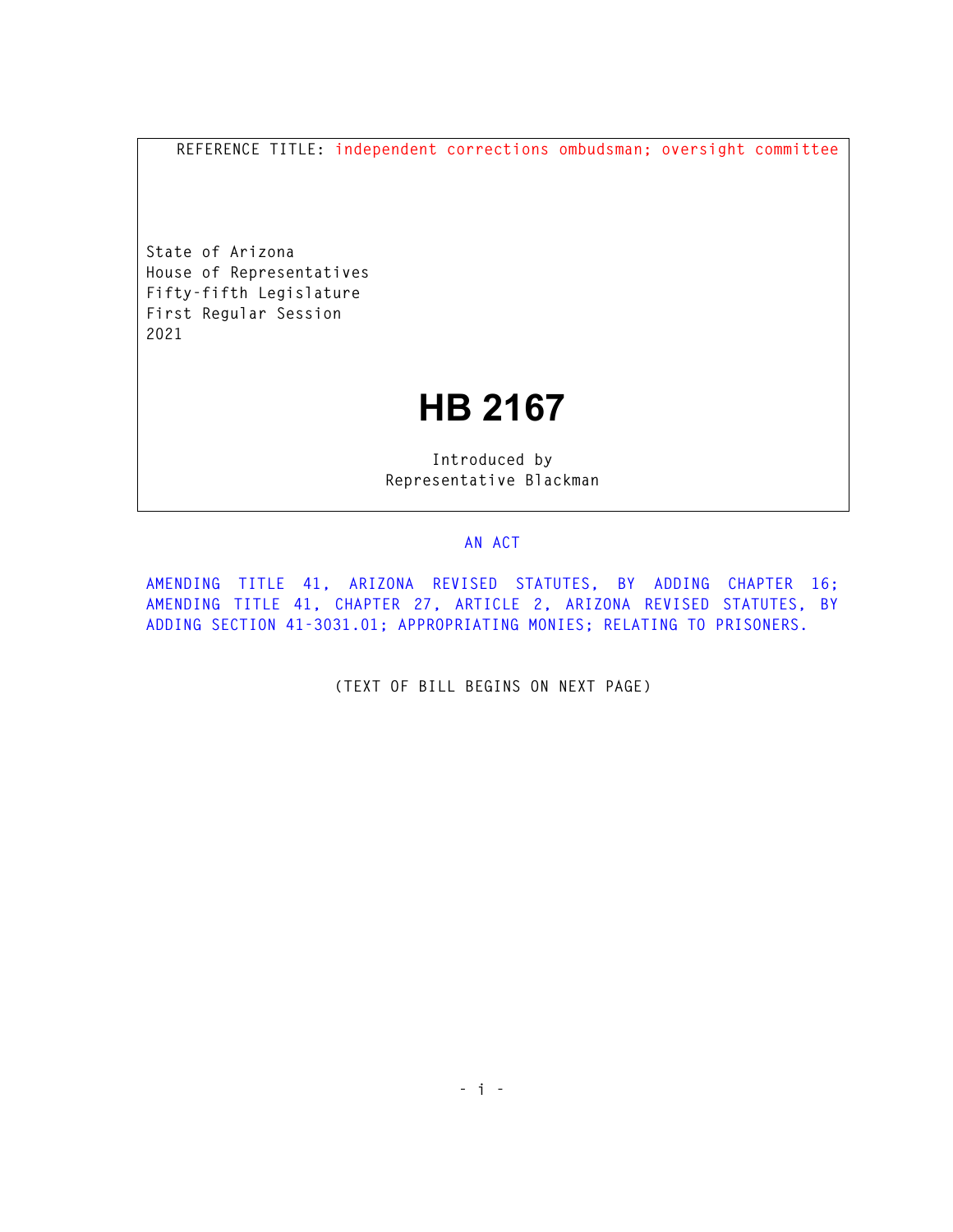REFERENCE TITLE: independent corrections ombudsman; oversight committee

State of Arizona
House of Representatives
Fifty-fifth Legislature
First Regular Session
2021

# HB 2167

Introduced by
Representative Blackman

AN ACT

AMENDING TITLE 41, ARIZONA REVISED STATUTES, BY ADDING CHAPTER 16; AMENDING TITLE 41, CHAPTER 27, ARTICLE 2, ARIZONA REVISED STATUTES, BY ADDING SECTION 41-3031.01; APPROPRIATING MONIES; RELATING TO PRISONERS.

(TEXT OF BILL BEGINS ON NEXT PAGE)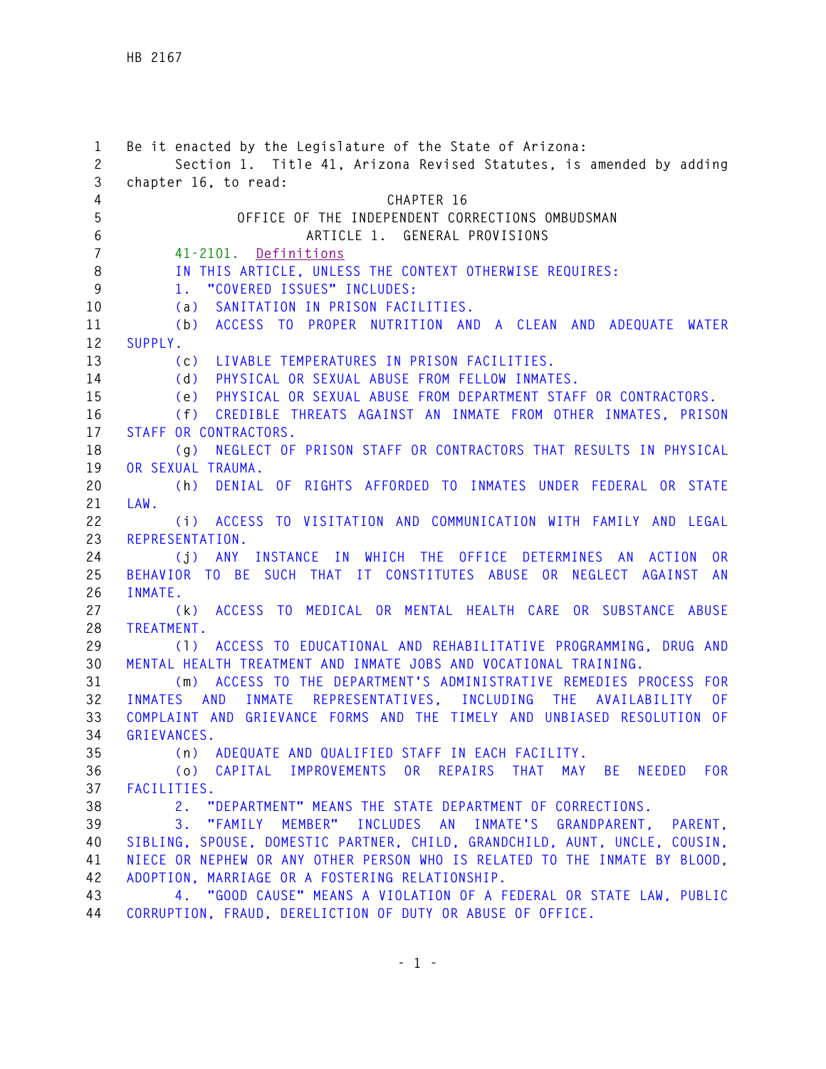Be it enacted by the Legislature of the State of Arizona:

Section 1. Title 41, Arizona Revised Statutes, is amended by adding chapter 16, to read:

CHAPTER 16

OFFICE OF THE INDEPENDENT CORRECTIONS OMBUDSMAN

ARTICLE 1. GENERAL PROVISIONS

41-2101. Definitions

IN THIS ARTICLE, UNLESS THE CONTEXT OTHERWISE REQUIRES:

1. "COVERED ISSUES" INCLUDES:

(a) SANITATION IN PRISON FACILITIES.

(b) ACCESS TO PROPER NUTRITION AND A CLEAN AND ADEQUATE WATER SUPPLY.

(c) LIVABLE TEMPERATURES IN PRISON FACILITIES.

(d) PHYSICAL OR SEXUAL ABUSE FROM FELLOW INMATES.

(e) PHYSICAL OR SEXUAL ABUSE FROM DEPARTMENT STAFF OR CONTRACTORS.

(f) CREDIBLE THREATS AGAINST AN INMATE FROM OTHER INMATES, PRISON STAFF OR CONTRACTORS.

(g) NEGLECT OF PRISON STAFF OR CONTRACTORS THAT RESULTS IN PHYSICAL OR SEXUAL TRAUMA.

(h) DENIAL OF RIGHTS AFFORDED TO INMATES UNDER FEDERAL OR STATE LAW.

(i) ACCESS TO VISITATION AND COMMUNICATION WITH FAMILY AND LEGAL REPRESENTATION.

(j) ANY INSTANCE IN WHICH THE OFFICE DETERMINES AN ACTION OR BEHAVIOR TO BE SUCH THAT IT CONSTITUTES ABUSE OR NEGLECT AGAINST AN INMATE.

(k) ACCESS TO MEDICAL OR MENTAL HEALTH CARE OR SUBSTANCE ABUSE TREATMENT.

(l) ACCESS TO EDUCATIONAL AND REHABILITATIVE PROGRAMMING, DRUG AND MENTAL HEALTH TREATMENT AND INMATE JOBS AND VOCATIONAL TRAINING.

(m) ACCESS TO THE DEPARTMENT'S ADMINISTRATIVE REMEDIES PROCESS FOR INMATES AND INMATE REPRESENTATIVES, INCLUDING THE AVAILABILITY OF COMPLAINT AND GRIEVANCE FORMS AND THE TIMELY AND UNBIASED RESOLUTION OF GRIEVANCES.

(n) ADEQUATE AND QUALIFIED STAFF IN EACH FACILITY.

(o) CAPITAL IMPROVEMENTS OR REPAIRS THAT MAY BE NEEDED FOR FACILITIES.

2. "DEPARTMENT" MEANS THE STATE DEPARTMENT OF CORRECTIONS.

3. "FAMILY MEMBER" INCLUDES AN INMATE'S GRANDPARENT, PARENT, SIBLING, SPOUSE, DOMESTIC PARTNER, CHILD, GRANDCHILD, AUNT, UNCLE, COUSIN, NIECE OR NEPHEW OR ANY OTHER PERSON WHO IS RELATED TO THE INMATE BY BLOOD, ADOPTION, MARRIAGE OR A FOSTERING RELATIONSHIP.

4. "GOOD CAUSE" MEANS A VIOLATION OF A FEDERAL OR STATE LAW, PUBLIC CORRUPTION, FRAUD, DERELICTION OF DUTY OR ABUSE OF OFFICE.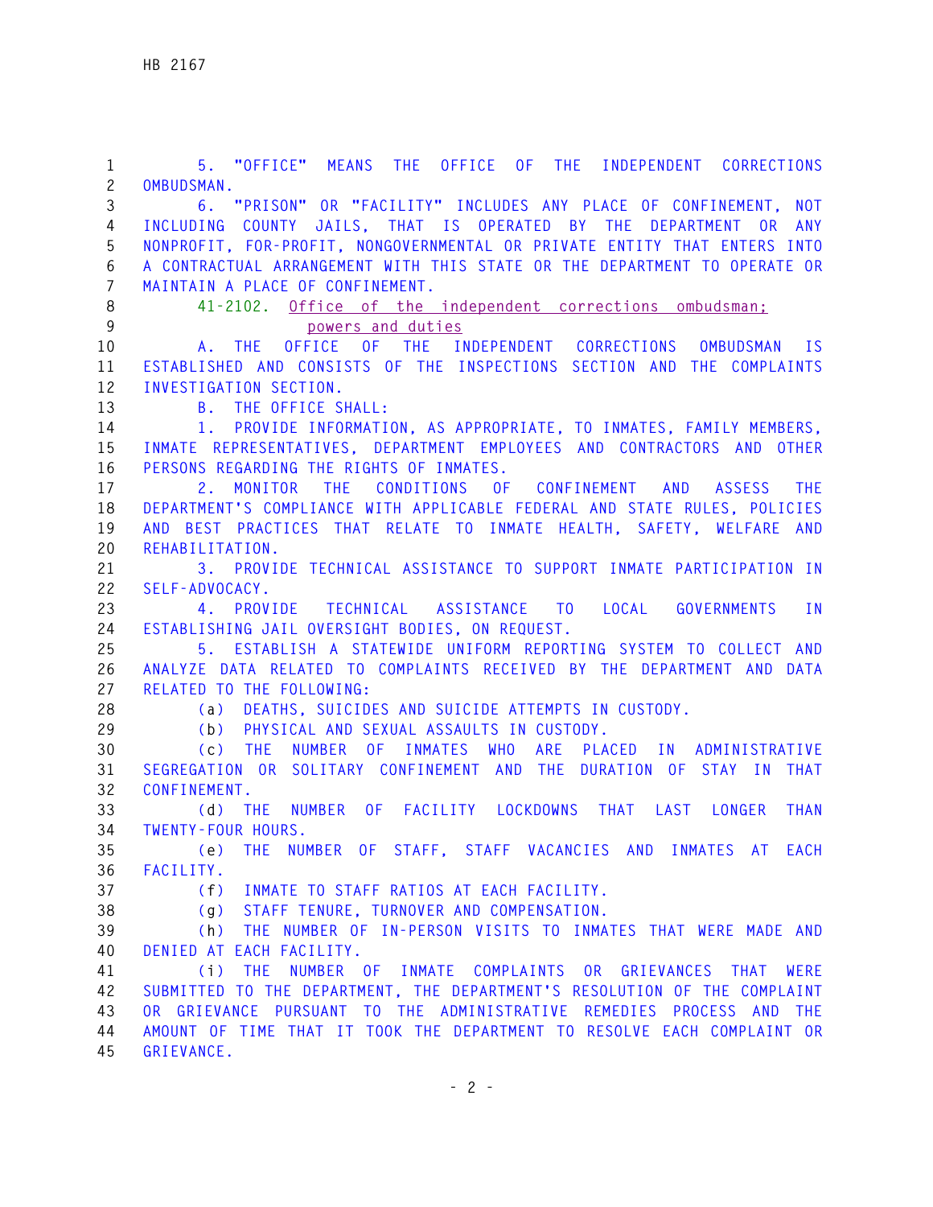5. "OFFICE" MEANS THE OFFICE OF THE INDEPENDENT CORRECTIONS OMBUDSMAN.

6. "PRISON" OR "FACILITY" INCLUDES ANY PLACE OF CONFINEMENT, NOT INCLUDING COUNTY JAILS, THAT IS OPERATED BY THE DEPARTMENT OR ANY NONPROFIT, FOR-PROFIT, NONGOVERNMENTAL OR PRIVATE ENTITY THAT ENTERS INTO A CONTRACTUAL ARRANGEMENT WITH THIS STATE OR THE DEPARTMENT TO OPERATE OR MAINTAIN A PLACE OF CONFINEMENT.

41-2102. Office of the independent corrections ombudsman; powers and duties

A. THE OFFICE OF THE INDEPENDENT CORRECTIONS OMBUDSMAN IS ESTABLISHED AND CONSISTS OF THE INSPECTIONS SECTION AND THE COMPLAINTS INVESTIGATION SECTION.

B. THE OFFICE SHALL:

1. PROVIDE INFORMATION, AS APPROPRIATE, TO INMATES, FAMILY MEMBERS, INMATE REPRESENTATIVES, DEPARTMENT EMPLOYEES AND CONTRACTORS AND OTHER PERSONS REGARDING THE RIGHTS OF INMATES.

2. MONITOR THE CONDITIONS OF CONFINEMENT AND ASSESS THE DEPARTMENT'S COMPLIANCE WITH APPLICABLE FEDERAL AND STATE RULES, POLICIES AND BEST PRACTICES THAT RELATE TO INMATE HEALTH, SAFETY, WELFARE AND REHABILITATION.

3. PROVIDE TECHNICAL ASSISTANCE TO SUPPORT INMATE PARTICIPATION IN SELF-ADVOCACY.

4. PROVIDE TECHNICAL ASSISTANCE TO LOCAL GOVERNMENTS IN ESTABLISHING JAIL OVERSIGHT BODIES, ON REQUEST.

5. ESTABLISH A STATEWIDE UNIFORM REPORTING SYSTEM TO COLLECT AND ANALYZE DATA RELATED TO COMPLAINTS RECEIVED BY THE DEPARTMENT AND DATA RELATED TO THE FOLLOWING:

(a) DEATHS, SUICIDES AND SUICIDE ATTEMPTS IN CUSTODY.

(b) PHYSICAL AND SEXUAL ASSAULTS IN CUSTODY.

(c) THE NUMBER OF INMATES WHO ARE PLACED IN ADMINISTRATIVE SEGREGATION OR SOLITARY CONFINEMENT AND THE DURATION OF STAY IN THAT CONFINEMENT.

(d) THE NUMBER OF FACILITY LOCKDOWNS THAT LAST LONGER THAN TWENTY-FOUR HOURS.

(e) THE NUMBER OF STAFF, STAFF VACANCIES AND INMATES AT EACH FACILITY.

(f) INMATE TO STAFF RATIOS AT EACH FACILITY.

(g) STAFF TENURE, TURNOVER AND COMPENSATION.

(h) THE NUMBER OF IN-PERSON VISITS TO INMATES THAT WERE MADE AND DENIED AT EACH FACILITY.

(i) THE NUMBER OF INMATE COMPLAINTS OR GRIEVANCES THAT WERE SUBMITTED TO THE DEPARTMENT, THE DEPARTMENT'S RESOLUTION OF THE COMPLAINT OR GRIEVANCE PURSUANT TO THE ADMINISTRATIVE REMEDIES PROCESS AND THE AMOUNT OF TIME THAT IT TOOK THE DEPARTMENT TO RESOLVE EACH COMPLAINT OR GRIEVANCE.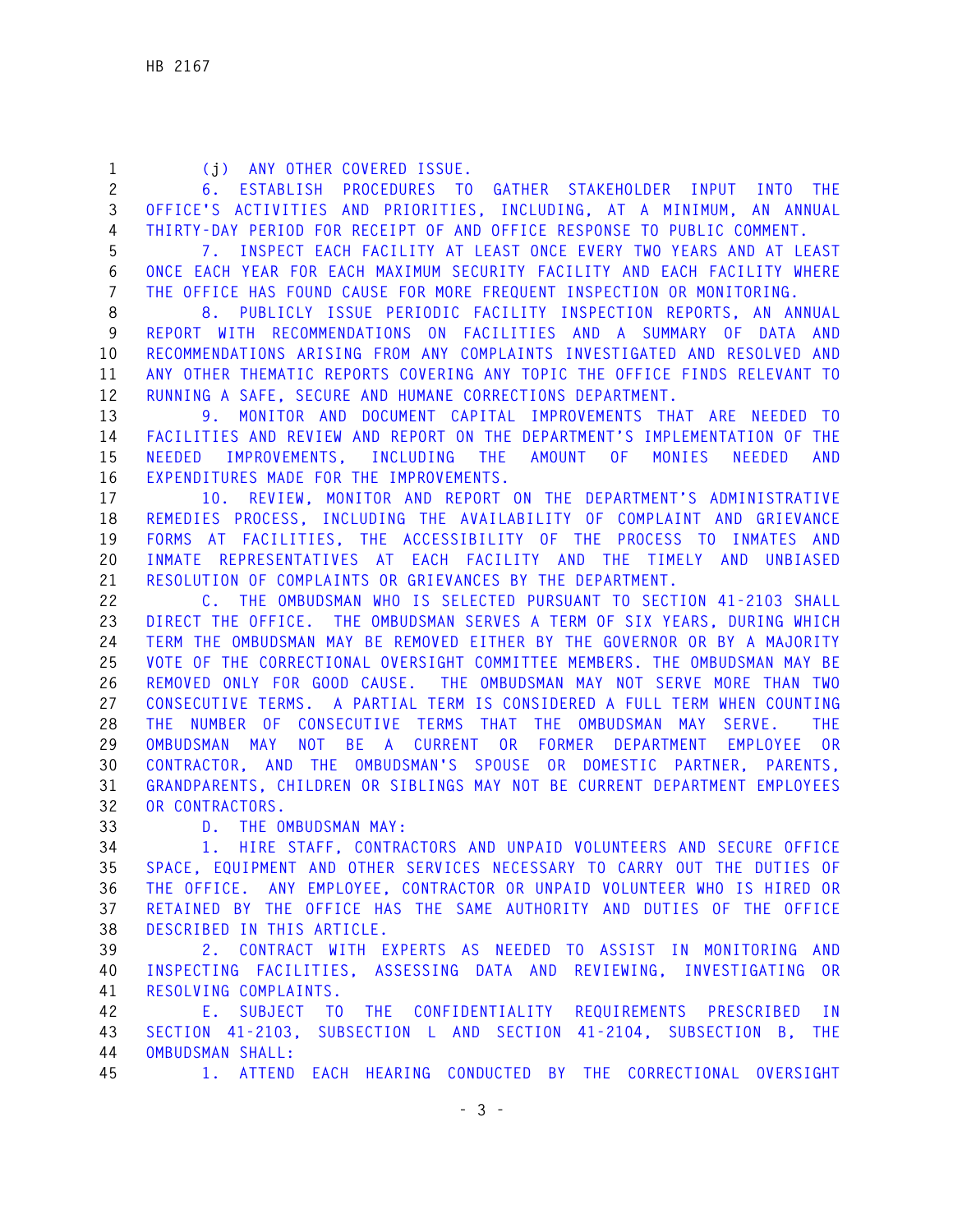(j) ANY OTHER COVERED ISSUE.

6. ESTABLISH PROCEDURES TO GATHER STAKEHOLDER INPUT INTO THE OFFICE'S ACTIVITIES AND PRIORITIES, INCLUDING, AT A MINIMUM, AN ANNUAL THIRTY-DAY PERIOD FOR RECEIPT OF AND OFFICE RESPONSE TO PUBLIC COMMENT.

7. INSPECT EACH FACILITY AT LEAST ONCE EVERY TWO YEARS AND AT LEAST ONCE EACH YEAR FOR EACH MAXIMUM SECURITY FACILITY AND EACH FACILITY WHERE THE OFFICE HAS FOUND CAUSE FOR MORE FREQUENT INSPECTION OR MONITORING.

8. PUBLICLY ISSUE PERIODIC FACILITY INSPECTION REPORTS, AN ANNUAL REPORT WITH RECOMMENDATIONS ON FACILITIES AND A SUMMARY OF DATA AND RECOMMENDATIONS ARISING FROM ANY COMPLAINTS INVESTIGATED AND RESOLVED AND ANY OTHER THEMATIC REPORTS COVERING ANY TOPIC THE OFFICE FINDS RELEVANT TO RUNNING A SAFE, SECURE AND HUMANE CORRECTIONS DEPARTMENT.

9. MONITOR AND DOCUMENT CAPITAL IMPROVEMENTS THAT ARE NEEDED TO FACILITIES AND REVIEW AND REPORT ON THE DEPARTMENT'S IMPLEMENTATION OF THE NEEDED IMPROVEMENTS, INCLUDING THE AMOUNT OF MONIES NEEDED AND EXPENDITURES MADE FOR THE IMPROVEMENTS.

10. REVIEW, MONITOR AND REPORT ON THE DEPARTMENT'S ADMINISTRATIVE REMEDIES PROCESS, INCLUDING THE AVAILABILITY OF COMPLAINT AND GRIEVANCE FORMS AT FACILITIES, THE ACCESSIBILITY OF THE PROCESS TO INMATES AND INMATE REPRESENTATIVES AT EACH FACILITY AND THE TIMELY AND UNBIASED RESOLUTION OF COMPLAINTS OR GRIEVANCES BY THE DEPARTMENT.

C. THE OMBUDSMAN WHO IS SELECTED PURSUANT TO SECTION 41-2103 SHALL DIRECT THE OFFICE. THE OMBUDSMAN SERVES A TERM OF SIX YEARS, DURING WHICH TERM THE OMBUDSMAN MAY BE REMOVED EITHER BY THE GOVERNOR OR BY A MAJORITY VOTE OF THE CORRECTIONAL OVERSIGHT COMMITTEE MEMBERS. THE OMBUDSMAN MAY BE REMOVED ONLY FOR GOOD CAUSE. THE OMBUDSMAN MAY NOT SERVE MORE THAN TWO CONSECUTIVE TERMS. A PARTIAL TERM IS CONSIDERED A FULL TERM WHEN COUNTING THE NUMBER OF CONSECUTIVE TERMS THAT THE OMBUDSMAN MAY SERVE. THE OMBUDSMAN MAY NOT BE A CURRENT OR FORMER DEPARTMENT EMPLOYEE OR CONTRACTOR, AND THE OMBUDSMAN'S SPOUSE OR DOMESTIC PARTNER, PARENTS, GRANDPARENTS, CHILDREN OR SIBLINGS MAY NOT BE CURRENT DEPARTMENT EMPLOYEES OR CONTRACTORS.

D. THE OMBUDSMAN MAY:

1. HIRE STAFF, CONTRACTORS AND UNPAID VOLUNTEERS AND SECURE OFFICE SPACE, EQUIPMENT AND OTHER SERVICES NECESSARY TO CARRY OUT THE DUTIES OF THE OFFICE. ANY EMPLOYEE, CONTRACTOR OR UNPAID VOLUNTEER WHO IS HIRED OR RETAINED BY THE OFFICE HAS THE SAME AUTHORITY AND DUTIES OF THE OFFICE DESCRIBED IN THIS ARTICLE.

2. CONTRACT WITH EXPERTS AS NEEDED TO ASSIST IN MONITORING AND INSPECTING FACILITIES, ASSESSING DATA AND REVIEWING, INVESTIGATING OR RESOLVING COMPLAINTS.

E. SUBJECT TO THE CONFIDENTIALITY REQUIREMENTS PRESCRIBED IN SECTION 41-2103, SUBSECTION L AND SECTION 41-2104, SUBSECTION B, THE OMBUDSMAN SHALL:

1. ATTEND EACH HEARING CONDUCTED BY THE CORRECTIONAL OVERSIGHT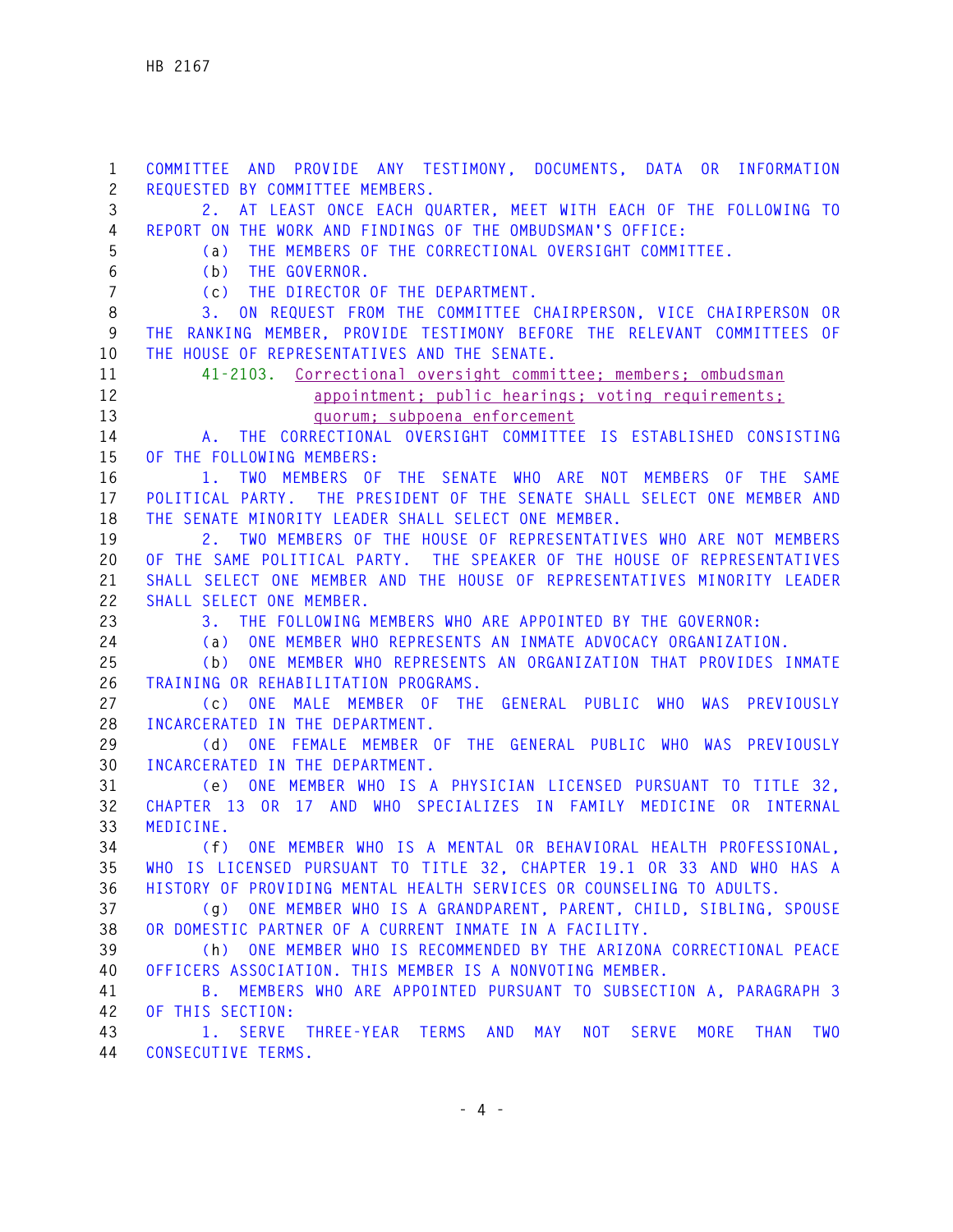COMMITTEE AND PROVIDE ANY TESTIMONY, DOCUMENTS, DATA OR INFORMATION REQUESTED BY COMMITTEE MEMBERS.

2. AT LEAST ONCE EACH QUARTER, MEET WITH EACH OF THE FOLLOWING TO REPORT ON THE WORK AND FINDINGS OF THE OMBUDSMAN'S OFFICE:

(a) THE MEMBERS OF THE CORRECTIONAL OVERSIGHT COMMITTEE.

(b) THE GOVERNOR.

(c) THE DIRECTOR OF THE DEPARTMENT.

3. ON REQUEST FROM THE COMMITTEE CHAIRPERSON, VICE CHAIRPERSON OR THE RANKING MEMBER, PROVIDE TESTIMONY BEFORE THE RELEVANT COMMITTEES OF THE HOUSE OF REPRESENTATIVES AND THE SENATE.

41-2103. Correctional oversight committee; members; ombudsman appointment; public hearings; voting requirements; quorum; subpoena enforcement

A. THE CORRECTIONAL OVERSIGHT COMMITTEE IS ESTABLISHED CONSISTING OF THE FOLLOWING MEMBERS:

1. TWO MEMBERS OF THE SENATE WHO ARE NOT MEMBERS OF THE SAME POLITICAL PARTY. THE PRESIDENT OF THE SENATE SHALL SELECT ONE MEMBER AND THE SENATE MINORITY LEADER SHALL SELECT ONE MEMBER.

2. TWO MEMBERS OF THE HOUSE OF REPRESENTATIVES WHO ARE NOT MEMBERS OF THE SAME POLITICAL PARTY. THE SPEAKER OF THE HOUSE OF REPRESENTATIVES SHALL SELECT ONE MEMBER AND THE HOUSE OF REPRESENTATIVES MINORITY LEADER SHALL SELECT ONE MEMBER.

3. THE FOLLOWING MEMBERS WHO ARE APPOINTED BY THE GOVERNOR:

(a) ONE MEMBER WHO REPRESENTS AN INMATE ADVOCACY ORGANIZATION.

(b) ONE MEMBER WHO REPRESENTS AN ORGANIZATION THAT PROVIDES INMATE TRAINING OR REHABILITATION PROGRAMS.

(c) ONE MALE MEMBER OF THE GENERAL PUBLIC WHO WAS PREVIOUSLY INCARCERATED IN THE DEPARTMENT.

(d) ONE FEMALE MEMBER OF THE GENERAL PUBLIC WHO WAS PREVIOUSLY INCARCERATED IN THE DEPARTMENT.

(e) ONE MEMBER WHO IS A PHYSICIAN LICENSED PURSUANT TO TITLE 32, CHAPTER 13 OR 17 AND WHO SPECIALIZES IN FAMILY MEDICINE OR INTERNAL MEDICINE.

(f) ONE MEMBER WHO IS A MENTAL OR BEHAVIORAL HEALTH PROFESSIONAL, WHO IS LICENSED PURSUANT TO TITLE 32, CHAPTER 19.1 OR 33 AND WHO HAS A HISTORY OF PROVIDING MENTAL HEALTH SERVICES OR COUNSELING TO ADULTS.

(g) ONE MEMBER WHO IS A GRANDPARENT, PARENT, CHILD, SIBLING, SPOUSE OR DOMESTIC PARTNER OF A CURRENT INMATE IN A FACILITY.

(h) ONE MEMBER WHO IS RECOMMENDED BY THE ARIZONA CORRECTIONAL PEACE OFFICERS ASSOCIATION. THIS MEMBER IS A NONVOTING MEMBER.

B. MEMBERS WHO ARE APPOINTED PURSUANT TO SUBSECTION A, PARAGRAPH 3 OF THIS SECTION:

1. SERVE THREE-YEAR TERMS AND MAY NOT SERVE MORE THAN TWO CONSECUTIVE TERMS.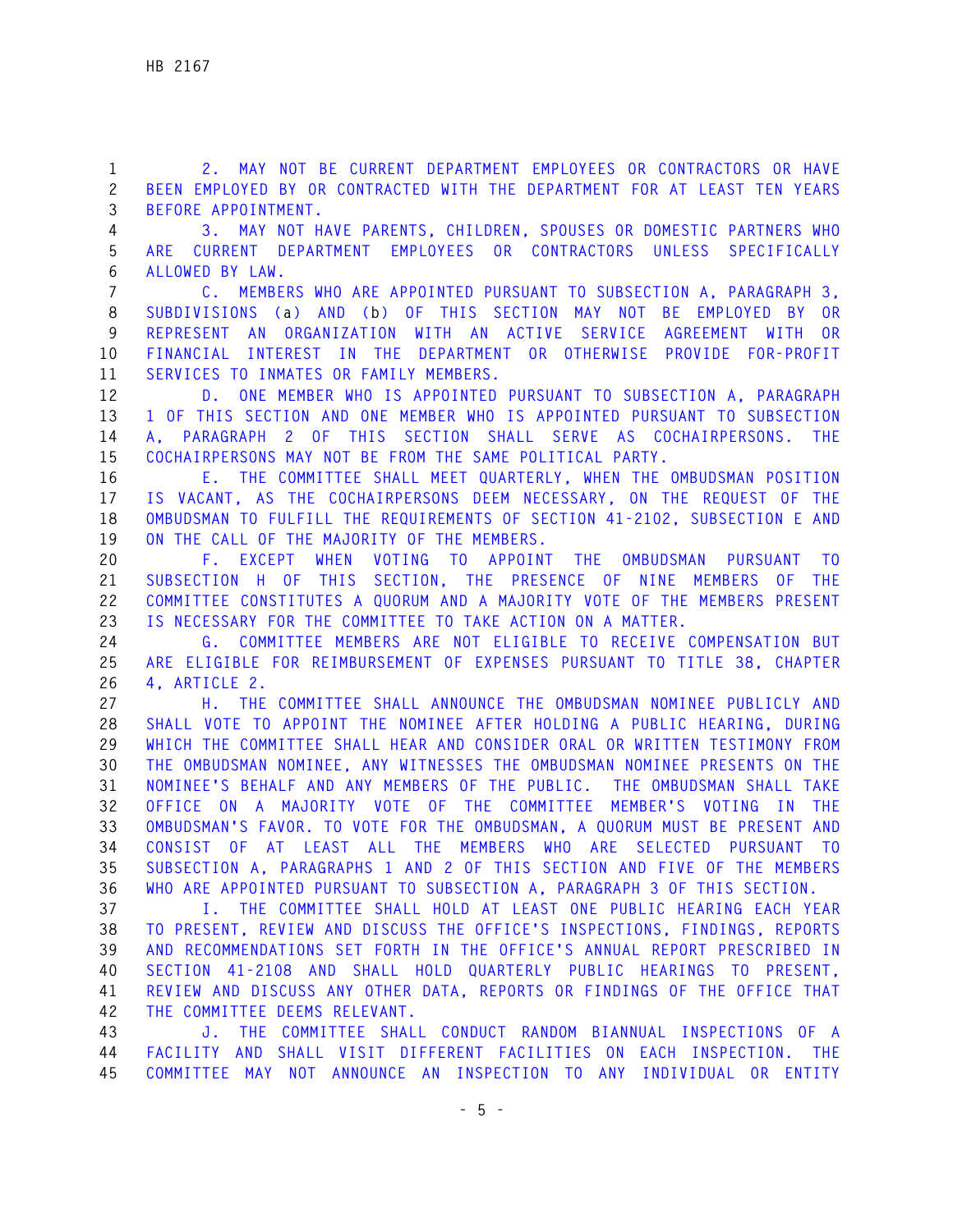2. MAY NOT BE CURRENT DEPARTMENT EMPLOYEES OR CONTRACTORS OR HAVE BEEN EMPLOYED BY OR CONTRACTED WITH THE DEPARTMENT FOR AT LEAST TEN YEARS BEFORE APPOINTMENT.

3. MAY NOT HAVE PARENTS, CHILDREN, SPOUSES OR DOMESTIC PARTNERS WHO ARE CURRENT DEPARTMENT EMPLOYEES OR CONTRACTORS UNLESS SPECIFICALLY ALLOWED BY LAW.

C. MEMBERS WHO ARE APPOINTED PURSUANT TO SUBSECTION A, PARAGRAPH 3, SUBDIVISIONS (a) AND (b) OF THIS SECTION MAY NOT BE EMPLOYED BY OR REPRESENT AN ORGANIZATION WITH AN ACTIVE SERVICE AGREEMENT WITH OR FINANCIAL INTEREST IN THE DEPARTMENT OR OTHERWISE PROVIDE FOR-PROFIT SERVICES TO INMATES OR FAMILY MEMBERS.

D. ONE MEMBER WHO IS APPOINTED PURSUANT TO SUBSECTION A, PARAGRAPH 1 OF THIS SECTION AND ONE MEMBER WHO IS APPOINTED PURSUANT TO SUBSECTION A, PARAGRAPH 2 OF THIS SECTION SHALL SERVE AS COCHAIRPERSONS. THE COCHAIRPERSONS MAY NOT BE FROM THE SAME POLITICAL PARTY.

E. THE COMMITTEE SHALL MEET QUARTERLY, WHEN THE OMBUDSMAN POSITION IS VACANT, AS THE COCHAIRPERSONS DEEM NECESSARY, ON THE REQUEST OF THE OMBUDSMAN TO FULFILL THE REQUIREMENTS OF SECTION 41-2102, SUBSECTION E AND ON THE CALL OF THE MAJORITY OF THE MEMBERS.

F. EXCEPT WHEN VOTING TO APPOINT THE OMBUDSMAN PURSUANT TO SUBSECTION H OF THIS SECTION, THE PRESENCE OF NINE MEMBERS OF THE COMMITTEE CONSTITUTES A QUORUM AND A MAJORITY VOTE OF THE MEMBERS PRESENT IS NECESSARY FOR THE COMMITTEE TO TAKE ACTION ON A MATTER.

G. COMMITTEE MEMBERS ARE NOT ELIGIBLE TO RECEIVE COMPENSATION BUT ARE ELIGIBLE FOR REIMBURSEMENT OF EXPENSES PURSUANT TO TITLE 38, CHAPTER 4, ARTICLE 2.

H. THE COMMITTEE SHALL ANNOUNCE THE OMBUDSMAN NOMINEE PUBLICLY AND SHALL VOTE TO APPOINT THE NOMINEE AFTER HOLDING A PUBLIC HEARING, DURING WHICH THE COMMITTEE SHALL HEAR AND CONSIDER ORAL OR WRITTEN TESTIMONY FROM THE OMBUDSMAN NOMINEE, ANY WITNESSES THE OMBUDSMAN NOMINEE PRESENTS ON THE NOMINEE'S BEHALF AND ANY MEMBERS OF THE PUBLIC. THE OMBUDSMAN SHALL TAKE OFFICE ON A MAJORITY VOTE OF THE COMMITTEE MEMBER'S VOTING IN THE OMBUDSMAN'S FAVOR. TO VOTE FOR THE OMBUDSMAN, A QUORUM MUST BE PRESENT AND CONSIST OF AT LEAST ALL THE MEMBERS WHO ARE SELECTED PURSUANT TO SUBSECTION A, PARAGRAPHS 1 AND 2 OF THIS SECTION AND FIVE OF THE MEMBERS WHO ARE APPOINTED PURSUANT TO SUBSECTION A, PARAGRAPH 3 OF THIS SECTION.

I. THE COMMITTEE SHALL HOLD AT LEAST ONE PUBLIC HEARING EACH YEAR TO PRESENT, REVIEW AND DISCUSS THE OFFICE'S INSPECTIONS, FINDINGS, REPORTS AND RECOMMENDATIONS SET FORTH IN THE OFFICE'S ANNUAL REPORT PRESCRIBED IN SECTION 41-2108 AND SHALL HOLD QUARTERLY PUBLIC HEARINGS TO PRESENT, REVIEW AND DISCUSS ANY OTHER DATA, REPORTS OR FINDINGS OF THE OFFICE THAT THE COMMITTEE DEEMS RELEVANT.

J. THE COMMITTEE SHALL CONDUCT RANDOM BIANNUAL INSPECTIONS OF A FACILITY AND SHALL VISIT DIFFERENT FACILITIES ON EACH INSPECTION. THE COMMITTEE MAY NOT ANNOUNCE AN INSPECTION TO ANY INDIVIDUAL OR ENTITY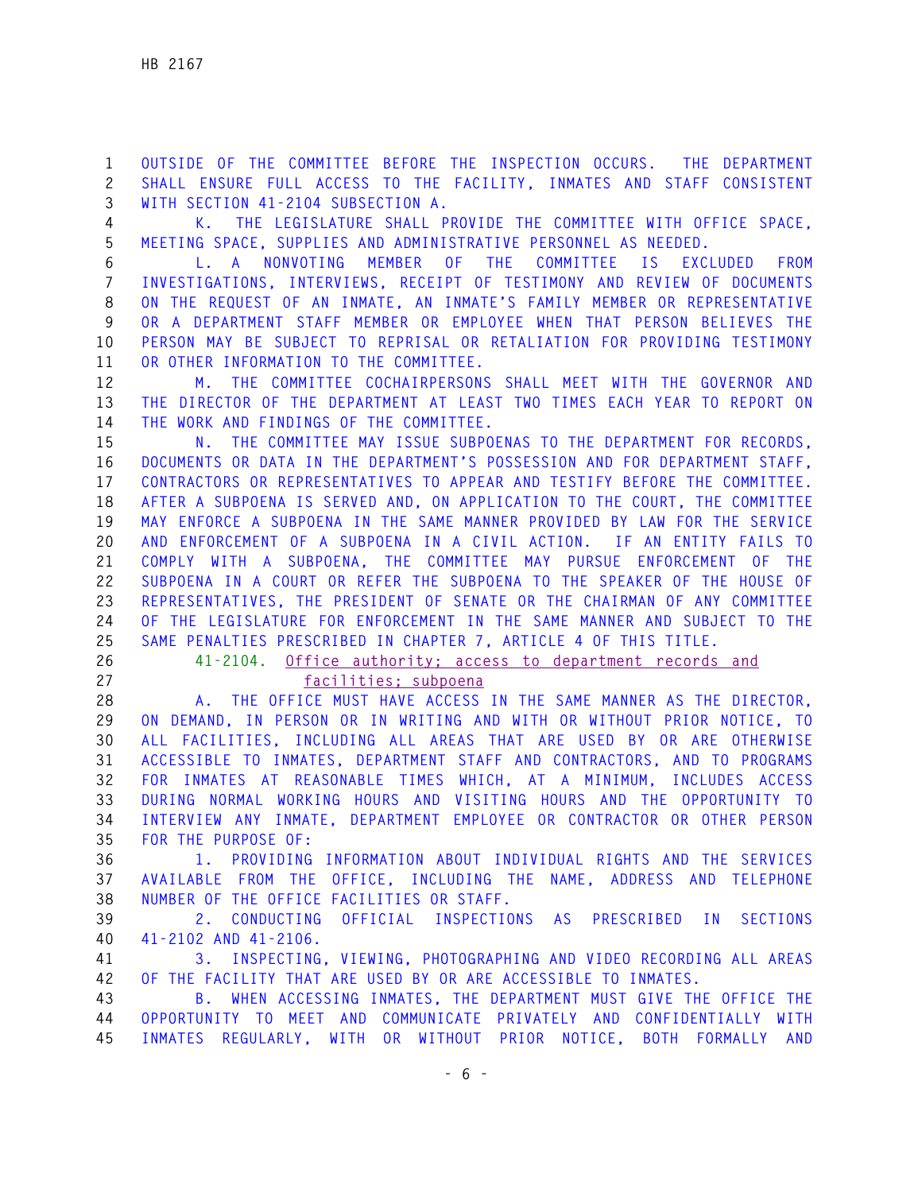OUTSIDE OF THE COMMITTEE BEFORE THE INSPECTION OCCURS. THE DEPARTMENT SHALL ENSURE FULL ACCESS TO THE FACILITY, INMATES AND STAFF CONSISTENT WITH SECTION 41-2104 SUBSECTION A.

K. THE LEGISLATURE SHALL PROVIDE THE COMMITTEE WITH OFFICE SPACE, MEETING SPACE, SUPPLIES AND ADMINISTRATIVE PERSONNEL AS NEEDED.

L. A NONVOTING MEMBER OF THE COMMITTEE IS EXCLUDED FROM INVESTIGATIONS, INTERVIEWS, RECEIPT OF TESTIMONY AND REVIEW OF DOCUMENTS ON THE REQUEST OF AN INMATE, AN INMATE'S FAMILY MEMBER OR REPRESENTATIVE OR A DEPARTMENT STAFF MEMBER OR EMPLOYEE WHEN THAT PERSON BELIEVES THE PERSON MAY BE SUBJECT TO REPRISAL OR RETALIATION FOR PROVIDING TESTIMONY OR OTHER INFORMATION TO THE COMMITTEE.

M. THE COMMITTEE COCHAIRPERSONS SHALL MEET WITH THE GOVERNOR AND THE DIRECTOR OF THE DEPARTMENT AT LEAST TWO TIMES EACH YEAR TO REPORT ON THE WORK AND FINDINGS OF THE COMMITTEE.

N. THE COMMITTEE MAY ISSUE SUBPOENAS TO THE DEPARTMENT FOR RECORDS, DOCUMENTS OR DATA IN THE DEPARTMENT'S POSSESSION AND FOR DEPARTMENT STAFF, CONTRACTORS OR REPRESENTATIVES TO APPEAR AND TESTIFY BEFORE THE COMMITTEE. AFTER A SUBPOENA IS SERVED AND, ON APPLICATION TO THE COURT, THE COMMITTEE MAY ENFORCE A SUBPOENA IN THE SAME MANNER PROVIDED BY LAW FOR THE SERVICE AND ENFORCEMENT OF A SUBPOENA IN A CIVIL ACTION. IF AN ENTITY FAILS TO COMPLY WITH A SUBPOENA, THE COMMITTEE MAY PURSUE ENFORCEMENT OF THE SUBPOENA IN A COURT OR REFER THE SUBPOENA TO THE SPEAKER OF THE HOUSE OF REPRESENTATIVES, THE PRESIDENT OF SENATE OR THE CHAIRMAN OF ANY COMMITTEE OF THE LEGISLATURE FOR ENFORCEMENT IN THE SAME MANNER AND SUBJECT TO THE SAME PENALTIES PRESCRIBED IN CHAPTER 7, ARTICLE 4 OF THIS TITLE.

41-2104. Office authority; access to department records and facilities; subpoena

A. THE OFFICE MUST HAVE ACCESS IN THE SAME MANNER AS THE DIRECTOR, ON DEMAND, IN PERSON OR IN WRITING AND WITH OR WITHOUT PRIOR NOTICE, TO ALL FACILITIES, INCLUDING ALL AREAS THAT ARE USED BY OR ARE OTHERWISE ACCESSIBLE TO INMATES, DEPARTMENT STAFF AND CONTRACTORS, AND TO PROGRAMS FOR INMATES AT REASONABLE TIMES WHICH, AT A MINIMUM, INCLUDES ACCESS DURING NORMAL WORKING HOURS AND VISITING HOURS AND THE OPPORTUNITY TO INTERVIEW ANY INMATE, DEPARTMENT EMPLOYEE OR CONTRACTOR OR OTHER PERSON FOR THE PURPOSE OF:

1. PROVIDING INFORMATION ABOUT INDIVIDUAL RIGHTS AND THE SERVICES AVAILABLE FROM THE OFFICE, INCLUDING THE NAME, ADDRESS AND TELEPHONE NUMBER OF THE OFFICE FACILITIES OR STAFF.

2. CONDUCTING OFFICIAL INSPECTIONS AS PRESCRIBED IN SECTIONS 41-2102 AND 41-2106.

3. INSPECTING, VIEWING, PHOTOGRAPHING AND VIDEO RECORDING ALL AREAS OF THE FACILITY THAT ARE USED BY OR ARE ACCESSIBLE TO INMATES.

B. WHEN ACCESSING INMATES, THE DEPARTMENT MUST GIVE THE OFFICE THE OPPORTUNITY TO MEET AND COMMUNICATE PRIVATELY AND CONFIDENTIALLY WITH INMATES REGULARLY, WITH OR WITHOUT PRIOR NOTICE, BOTH FORMALLY AND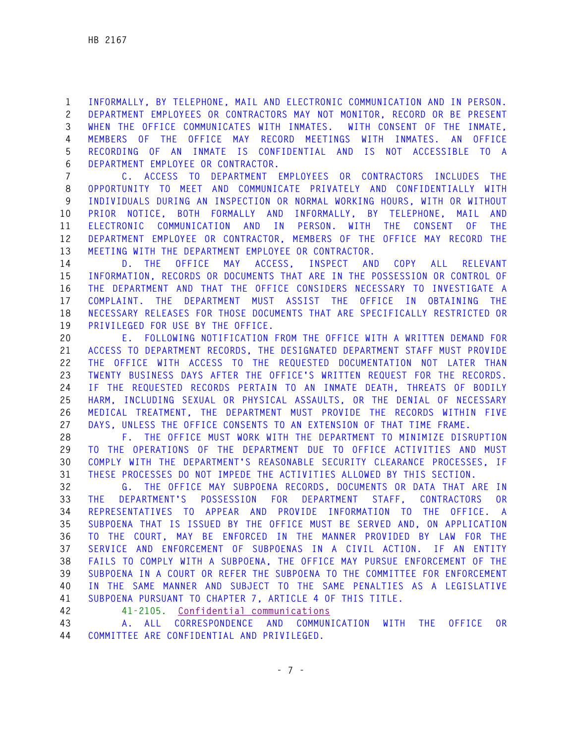INFORMALLY, BY TELEPHONE, MAIL AND ELECTRONIC COMMUNICATION AND IN PERSON. DEPARTMENT EMPLOYEES OR CONTRACTORS MAY NOT MONITOR, RECORD OR BE PRESENT WHEN THE OFFICE COMMUNICATES WITH INMATES. WITH CONSENT OF THE INMATE, MEMBERS OF THE OFFICE MAY RECORD MEETINGS WITH INMATES. AN OFFICE RECORDING OF AN INMATE IS CONFIDENTIAL AND IS NOT ACCESSIBLE TO A DEPARTMENT EMPLOYEE OR CONTRACTOR.

C. ACCESS TO DEPARTMENT EMPLOYEES OR CONTRACTORS INCLUDES THE OPPORTUNITY TO MEET AND COMMUNICATE PRIVATELY AND CONFIDENTIALLY WITH INDIVIDUALS DURING AN INSPECTION OR NORMAL WORKING HOURS, WITH OR WITHOUT PRIOR NOTICE, BOTH FORMALLY AND INFORMALLY, BY TELEPHONE, MAIL AND ELECTRONIC COMMUNICATION AND IN PERSON. WITH THE CONSENT OF THE DEPARTMENT EMPLOYEE OR CONTRACTOR, MEMBERS OF THE OFFICE MAY RECORD THE MEETING WITH THE DEPARTMENT EMPLOYEE OR CONTRACTOR.

D. THE OFFICE MAY ACCESS, INSPECT AND COPY ALL RELEVANT INFORMATION, RECORDS OR DOCUMENTS THAT ARE IN THE POSSESSION OR CONTROL OF THE DEPARTMENT AND THAT THE OFFICE CONSIDERS NECESSARY TO INVESTIGATE A COMPLAINT. THE DEPARTMENT MUST ASSIST THE OFFICE IN OBTAINING THE NECESSARY RELEASES FOR THOSE DOCUMENTS THAT ARE SPECIFICALLY RESTRICTED OR PRIVILEGED FOR USE BY THE OFFICE.

E. FOLLOWING NOTIFICATION FROM THE OFFICE WITH A WRITTEN DEMAND FOR ACCESS TO DEPARTMENT RECORDS, THE DESIGNATED DEPARTMENT STAFF MUST PROVIDE THE OFFICE WITH ACCESS TO THE REQUESTED DOCUMENTATION NOT LATER THAN TWENTY BUSINESS DAYS AFTER THE OFFICE'S WRITTEN REQUEST FOR THE RECORDS. IF THE REQUESTED RECORDS PERTAIN TO AN INMATE DEATH, THREATS OF BODILY HARM, INCLUDING SEXUAL OR PHYSICAL ASSAULTS, OR THE DENIAL OF NECESSARY MEDICAL TREATMENT, THE DEPARTMENT MUST PROVIDE THE RECORDS WITHIN FIVE DAYS, UNLESS THE OFFICE CONSENTS TO AN EXTENSION OF THAT TIME FRAME.

F. THE OFFICE MUST WORK WITH THE DEPARTMENT TO MINIMIZE DISRUPTION TO THE OPERATIONS OF THE DEPARTMENT DUE TO OFFICE ACTIVITIES AND MUST COMPLY WITH THE DEPARTMENT'S REASONABLE SECURITY CLEARANCE PROCESSES, IF THESE PROCESSES DO NOT IMPEDE THE ACTIVITIES ALLOWED BY THIS SECTION.

G. THE OFFICE MAY SUBPOENA RECORDS, DOCUMENTS OR DATA THAT ARE IN THE DEPARTMENT'S POSSESSION FOR DEPARTMENT STAFF, CONTRACTORS OR REPRESENTATIVES TO APPEAR AND PROVIDE INFORMATION TO THE OFFICE. A SUBPOENA THAT IS ISSUED BY THE OFFICE MUST BE SERVED AND, ON APPLICATION TO THE COURT, MAY BE ENFORCED IN THE MANNER PROVIDED BY LAW FOR THE SERVICE AND ENFORCEMENT OF SUBPOENAS IN A CIVIL ACTION. IF AN ENTITY FAILS TO COMPLY WITH A SUBPOENA, THE OFFICE MAY PURSUE ENFORCEMENT OF THE SUBPOENA IN A COURT OR REFER THE SUBPOENA TO THE COMMITTEE FOR ENFORCEMENT IN THE SAME MANNER AND SUBJECT TO THE SAME PENALTIES AS A LEGISLATIVE SUBPOENA PURSUANT TO CHAPTER 7, ARTICLE 4 OF THIS TITLE.

41-2105. Confidential communications

A. ALL CORRESPONDENCE AND COMMUNICATION WITH THE OFFICE OR COMMITTEE ARE CONFIDENTIAL AND PRIVILEGED.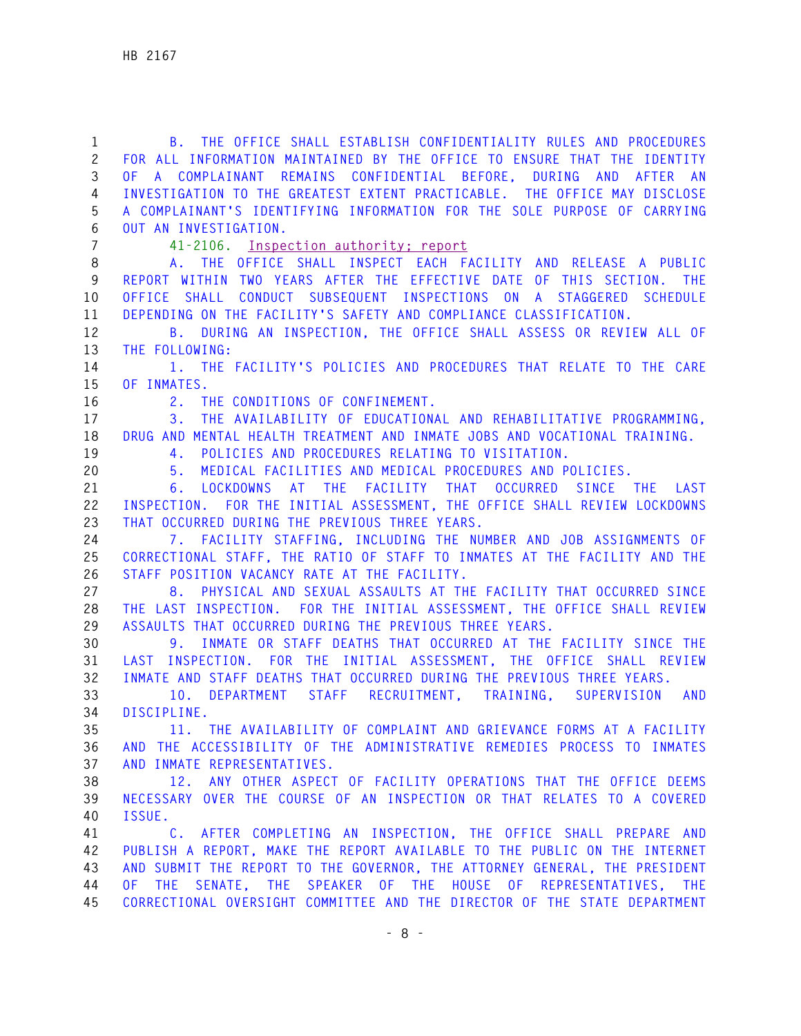B. THE OFFICE SHALL ESTABLISH CONFIDENTIALITY RULES AND PROCEDURES FOR ALL INFORMATION MAINTAINED BY THE OFFICE TO ENSURE THAT THE IDENTITY OF A COMPLAINANT REMAINS CONFIDENTIAL BEFORE, DURING AND AFTER AN INVESTIGATION TO THE GREATEST EXTENT PRACTICABLE. THE OFFICE MAY DISCLOSE A COMPLAINANT'S IDENTIFYING INFORMATION FOR THE SOLE PURPOSE OF CARRYING OUT AN INVESTIGATION.

41-2106. Inspection authority; report

A. THE OFFICE SHALL INSPECT EACH FACILITY AND RELEASE A PUBLIC REPORT WITHIN TWO YEARS AFTER THE EFFECTIVE DATE OF THIS SECTION. THE OFFICE SHALL CONDUCT SUBSEQUENT INSPECTIONS ON A STAGGERED SCHEDULE DEPENDING ON THE FACILITY'S SAFETY AND COMPLIANCE CLASSIFICATION.

B. DURING AN INSPECTION, THE OFFICE SHALL ASSESS OR REVIEW ALL OF THE FOLLOWING:

1. THE FACILITY'S POLICIES AND PROCEDURES THAT RELATE TO THE CARE OF INMATES.

2. THE CONDITIONS OF CONFINEMENT.

3. THE AVAILABILITY OF EDUCATIONAL AND REHABILITATIVE PROGRAMMING, DRUG AND MENTAL HEALTH TREATMENT AND INMATE JOBS AND VOCATIONAL TRAINING.

4. POLICIES AND PROCEDURES RELATING TO VISITATION.

5. MEDICAL FACILITIES AND MEDICAL PROCEDURES AND POLICIES.

6. LOCKDOWNS AT THE FACILITY THAT OCCURRED SINCE THE LAST INSPECTION. FOR THE INITIAL ASSESSMENT, THE OFFICE SHALL REVIEW LOCKDOWNS THAT OCCURRED DURING THE PREVIOUS THREE YEARS.

7. FACILITY STAFFING, INCLUDING THE NUMBER AND JOB ASSIGNMENTS OF CORRECTIONAL STAFF, THE RATIO OF STAFF TO INMATES AT THE FACILITY AND THE STAFF POSITION VACANCY RATE AT THE FACILITY.

8. PHYSICAL AND SEXUAL ASSAULTS AT THE FACILITY THAT OCCURRED SINCE THE LAST INSPECTION. FOR THE INITIAL ASSESSMENT, THE OFFICE SHALL REVIEW ASSAULTS THAT OCCURRED DURING THE PREVIOUS THREE YEARS.

9. INMATE OR STAFF DEATHS THAT OCCURRED AT THE FACILITY SINCE THE LAST INSPECTION. FOR THE INITIAL ASSESSMENT, THE OFFICE SHALL REVIEW INMATE AND STAFF DEATHS THAT OCCURRED DURING THE PREVIOUS THREE YEARS.

10. DEPARTMENT STAFF RECRUITMENT, TRAINING, SUPERVISION AND DISCIPLINE.

11. THE AVAILABILITY OF COMPLAINT AND GRIEVANCE FORMS AT A FACILITY AND THE ACCESSIBILITY OF THE ADMINISTRATIVE REMEDIES PROCESS TO INMATES AND INMATE REPRESENTATIVES.

12. ANY OTHER ASPECT OF FACILITY OPERATIONS THAT THE OFFICE DEEMS NECESSARY OVER THE COURSE OF AN INSPECTION OR THAT RELATES TO A COVERED ISSUE.

C. AFTER COMPLETING AN INSPECTION, THE OFFICE SHALL PREPARE AND PUBLISH A REPORT, MAKE THE REPORT AVAILABLE TO THE PUBLIC ON THE INTERNET AND SUBMIT THE REPORT TO THE GOVERNOR, THE ATTORNEY GENERAL, THE PRESIDENT OF THE SENATE, THE SPEAKER OF THE HOUSE OF REPRESENTATIVES, THE CORRECTIONAL OVERSIGHT COMMITTEE AND THE DIRECTOR OF THE STATE DEPARTMENT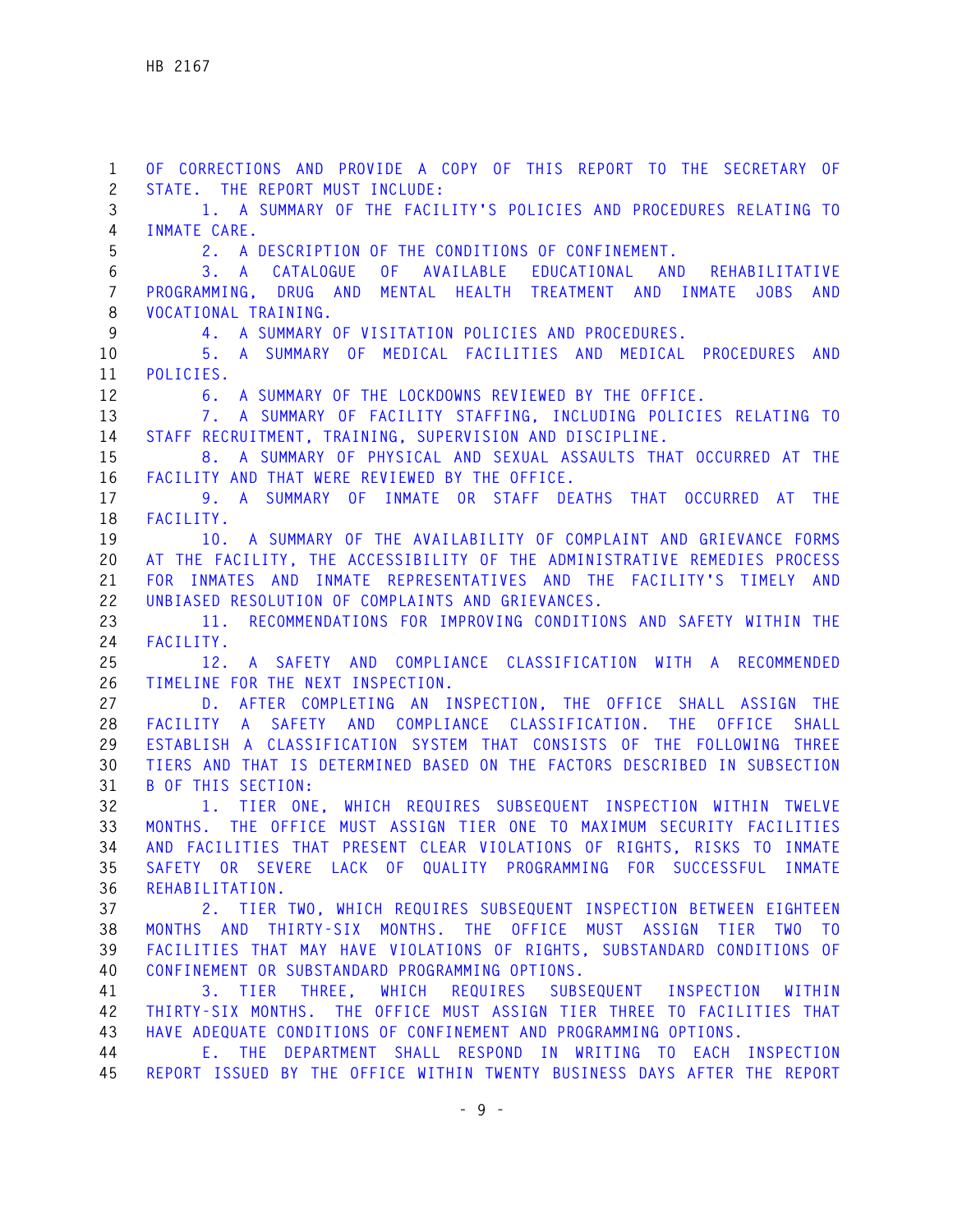OF CORRECTIONS AND PROVIDE A COPY OF THIS REPORT TO THE SECRETARY OF STATE. THE REPORT MUST INCLUDE:

1. A SUMMARY OF THE FACILITY'S POLICIES AND PROCEDURES RELATING TO INMATE CARE.

2. A DESCRIPTION OF THE CONDITIONS OF CONFINEMENT.

3. A CATALOGUE OF AVAILABLE EDUCATIONAL AND REHABILITATIVE PROGRAMMING, DRUG AND MENTAL HEALTH TREATMENT AND INMATE JOBS AND VOCATIONAL TRAINING.

4. A SUMMARY OF VISITATION POLICIES AND PROCEDURES.

5. A SUMMARY OF MEDICAL FACILITIES AND MEDICAL PROCEDURES AND POLICIES.

6. A SUMMARY OF THE LOCKDOWNS REVIEWED BY THE OFFICE.

7. A SUMMARY OF FACILITY STAFFING, INCLUDING POLICIES RELATING TO STAFF RECRUITMENT, TRAINING, SUPERVISION AND DISCIPLINE.

8. A SUMMARY OF PHYSICAL AND SEXUAL ASSAULTS THAT OCCURRED AT THE FACILITY AND THAT WERE REVIEWED BY THE OFFICE.

9. A SUMMARY OF INMATE OR STAFF DEATHS THAT OCCURRED AT THE FACILITY.

10. A SUMMARY OF THE AVAILABILITY OF COMPLAINT AND GRIEVANCE FORMS AT THE FACILITY, THE ACCESSIBILITY OF THE ADMINISTRATIVE REMEDIES PROCESS FOR INMATES AND INMATE REPRESENTATIVES AND THE FACILITY'S TIMELY AND UNBIASED RESOLUTION OF COMPLAINTS AND GRIEVANCES.

11. RECOMMENDATIONS FOR IMPROVING CONDITIONS AND SAFETY WITHIN THE FACILITY.

12. A SAFETY AND COMPLIANCE CLASSIFICATION WITH A RECOMMENDED TIMELINE FOR THE NEXT INSPECTION.

D. AFTER COMPLETING AN INSPECTION, THE OFFICE SHALL ASSIGN THE FACILITY A SAFETY AND COMPLIANCE CLASSIFICATION. THE OFFICE SHALL ESTABLISH A CLASSIFICATION SYSTEM THAT CONSISTS OF THE FOLLOWING THREE TIERS AND THAT IS DETERMINED BASED ON THE FACTORS DESCRIBED IN SUBSECTION B OF THIS SECTION:

1. TIER ONE, WHICH REQUIRES SUBSEQUENT INSPECTION WITHIN TWELVE MONTHS. THE OFFICE MUST ASSIGN TIER ONE TO MAXIMUM SECURITY FACILITIES AND FACILITIES THAT PRESENT CLEAR VIOLATIONS OF RIGHTS, RISKS TO INMATE SAFETY OR SEVERE LACK OF QUALITY PROGRAMMING FOR SUCCESSFUL INMATE REHABILITATION.

2. TIER TWO, WHICH REQUIRES SUBSEQUENT INSPECTION BETWEEN EIGHTEEN MONTHS AND THIRTY-SIX MONTHS. THE OFFICE MUST ASSIGN TIER TWO TO FACILITIES THAT MAY HAVE VIOLATIONS OF RIGHTS, SUBSTANDARD CONDITIONS OF CONFINEMENT OR SUBSTANDARD PROGRAMMING OPTIONS.

3. TIER THREE, WHICH REQUIRES SUBSEQUENT INSPECTION WITHIN THIRTY-SIX MONTHS. THE OFFICE MUST ASSIGN TIER THREE TO FACILITIES THAT HAVE ADEQUATE CONDITIONS OF CONFINEMENT AND PROGRAMMING OPTIONS.

E. THE DEPARTMENT SHALL RESPOND IN WRITING TO EACH INSPECTION REPORT ISSUED BY THE OFFICE WITHIN TWENTY BUSINESS DAYS AFTER THE REPORT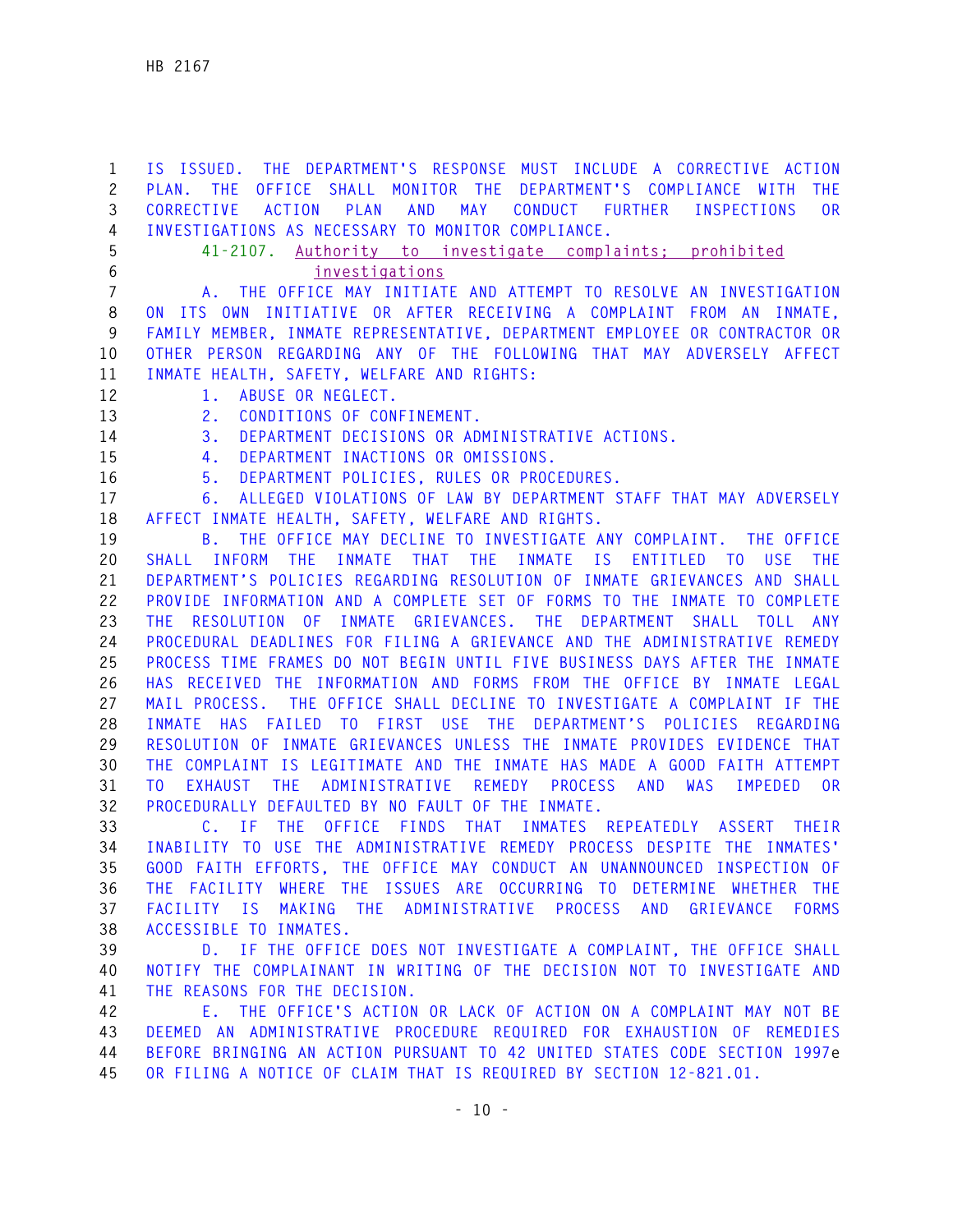IS ISSUED. THE DEPARTMENT'S RESPONSE MUST INCLUDE A CORRECTIVE ACTION PLAN. THE OFFICE SHALL MONITOR THE DEPARTMENT'S COMPLIANCE WITH THE CORRECTIVE ACTION PLAN AND MAY CONDUCT FURTHER INSPECTIONS OR INVESTIGATIONS AS NECESSARY TO MONITOR COMPLIANCE.

41-2107. Authority to investigate complaints; prohibited investigations

A. THE OFFICE MAY INITIATE AND ATTEMPT TO RESOLVE AN INVESTIGATION ON ITS OWN INITIATIVE OR AFTER RECEIVING A COMPLAINT FROM AN INMATE, FAMILY MEMBER, INMATE REPRESENTATIVE, DEPARTMENT EMPLOYEE OR CONTRACTOR OR OTHER PERSON REGARDING ANY OF THE FOLLOWING THAT MAY ADVERSELY AFFECT INMATE HEALTH, SAFETY, WELFARE AND RIGHTS:

1. ABUSE OR NEGLECT.
2. CONDITIONS OF CONFINEMENT.
3. DEPARTMENT DECISIONS OR ADMINISTRATIVE ACTIONS.
4. DEPARTMENT INACTIONS OR OMISSIONS.
5. DEPARTMENT POLICIES, RULES OR PROCEDURES.
6. ALLEGED VIOLATIONS OF LAW BY DEPARTMENT STAFF THAT MAY ADVERSELY AFFECT INMATE HEALTH, SAFETY, WELFARE AND RIGHTS.

B. THE OFFICE MAY DECLINE TO INVESTIGATE ANY COMPLAINT. THE OFFICE SHALL INFORM THE INMATE THAT THE INMATE IS ENTITLED TO USE THE DEPARTMENT'S POLICIES REGARDING RESOLUTION OF INMATE GRIEVANCES AND SHALL PROVIDE INFORMATION AND A COMPLETE SET OF FORMS TO THE INMATE TO COMPLETE THE RESOLUTION OF INMATE GRIEVANCES. THE DEPARTMENT SHALL TOLL ANY PROCEDURAL DEADLINES FOR FILING A GRIEVANCE AND THE ADMINISTRATIVE REMEDY PROCESS TIME FRAMES DO NOT BEGIN UNTIL FIVE BUSINESS DAYS AFTER THE INMATE HAS RECEIVED THE INFORMATION AND FORMS FROM THE OFFICE BY INMATE LEGAL MAIL PROCESS. THE OFFICE SHALL DECLINE TO INVESTIGATE A COMPLAINT IF THE INMATE HAS FAILED TO FIRST USE THE DEPARTMENT'S POLICIES REGARDING RESOLUTION OF INMATE GRIEVANCES UNLESS THE INMATE PROVIDES EVIDENCE THAT THE COMPLAINT IS LEGITIMATE AND THE INMATE HAS MADE A GOOD FAITH ATTEMPT TO EXHAUST THE ADMINISTRATIVE REMEDY PROCESS AND WAS IMPEDED OR PROCEDURALLY DEFAULTED BY NO FAULT OF THE INMATE.

C. IF THE OFFICE FINDS THAT INMATES REPEATEDLY ASSERT THEIR INABILITY TO USE THE ADMINISTRATIVE REMEDY PROCESS DESPITE THE INMATES' GOOD FAITH EFFORTS, THE OFFICE MAY CONDUCT AN UNANNOUNCED INSPECTION OF THE FACILITY WHERE THE ISSUES ARE OCCURRING TO DETERMINE WHETHER THE FACILITY IS MAKING THE ADMINISTRATIVE PROCESS AND GRIEVANCE FORMS ACCESSIBLE TO INMATES.

D. IF THE OFFICE DOES NOT INVESTIGATE A COMPLAINT, THE OFFICE SHALL NOTIFY THE COMPLAINANT IN WRITING OF THE DECISION NOT TO INVESTIGATE AND THE REASONS FOR THE DECISION.

E. THE OFFICE'S ACTION OR LACK OF ACTION ON A COMPLAINT MAY NOT BE DEEMED AN ADMINISTRATIVE PROCEDURE REQUIRED FOR EXHAUSTION OF REMEDIES BEFORE BRINGING AN ACTION PURSUANT TO 42 UNITED STATES CODE SECTION 1997e OR FILING A NOTICE OF CLAIM THAT IS REQUIRED BY SECTION 12-821.01.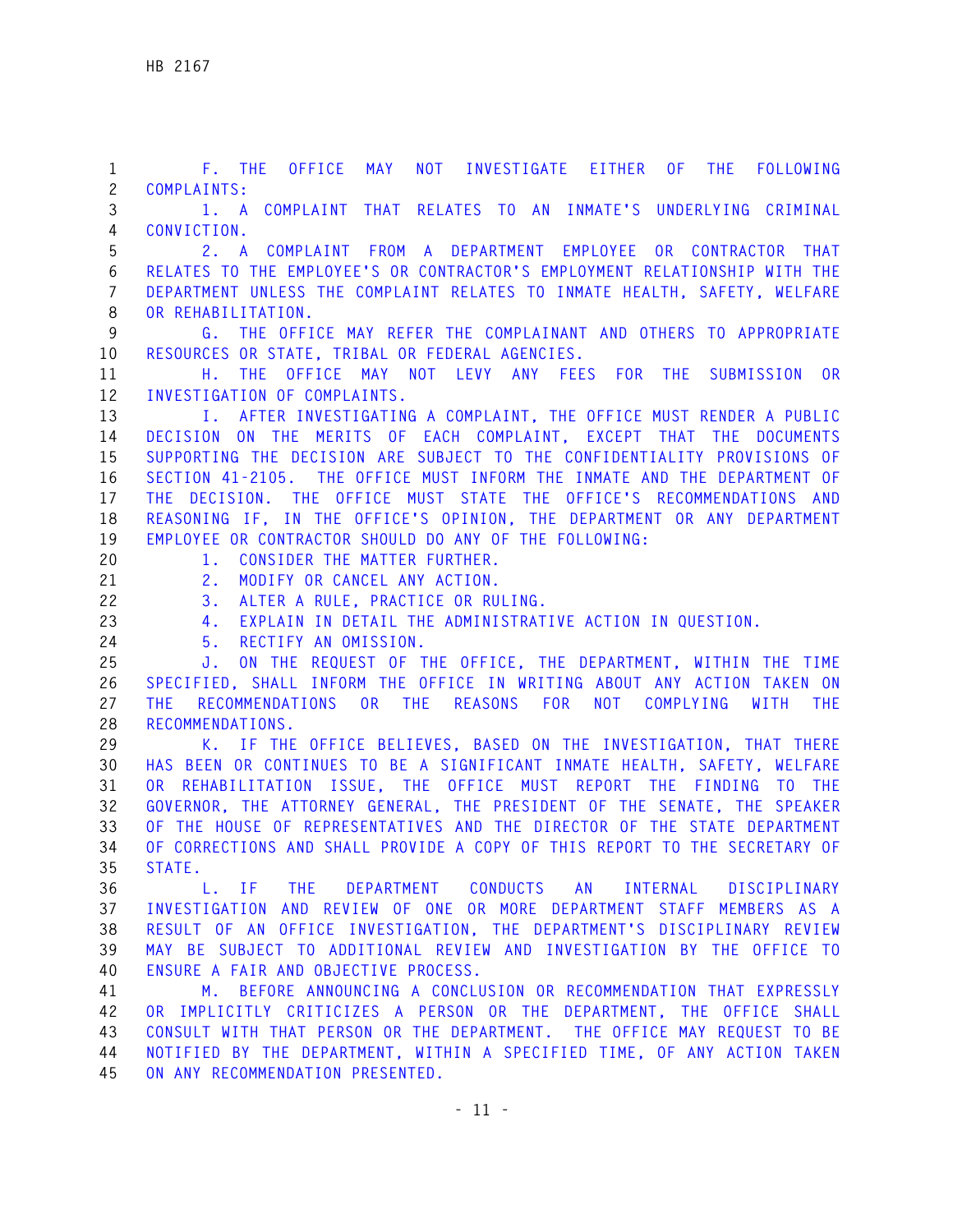F. THE OFFICE MAY NOT INVESTIGATE EITHER OF THE FOLLOWING COMPLAINTS:

1. A COMPLAINT THAT RELATES TO AN INMATE'S UNDERLYING CRIMINAL CONVICTION.

2. A COMPLAINT FROM A DEPARTMENT EMPLOYEE OR CONTRACTOR THAT RELATES TO THE EMPLOYEE'S OR CONTRACTOR'S EMPLOYMENT RELATIONSHIP WITH THE DEPARTMENT UNLESS THE COMPLAINT RELATES TO INMATE HEALTH, SAFETY, WELFARE OR REHABILITATION.

G. THE OFFICE MAY REFER THE COMPLAINANT AND OTHERS TO APPROPRIATE RESOURCES OR STATE, TRIBAL OR FEDERAL AGENCIES.

H. THE OFFICE MAY NOT LEVY ANY FEES FOR THE SUBMISSION OR INVESTIGATION OF COMPLAINTS.

I. AFTER INVESTIGATING A COMPLAINT, THE OFFICE MUST RENDER A PUBLIC DECISION ON THE MERITS OF EACH COMPLAINT, EXCEPT THAT THE DOCUMENTS SUPPORTING THE DECISION ARE SUBJECT TO THE CONFIDENTIALITY PROVISIONS OF SECTION 41-2105. THE OFFICE MUST INFORM THE INMATE AND THE DEPARTMENT OF THE DECISION. THE OFFICE MUST STATE THE OFFICE'S RECOMMENDATIONS AND REASONING IF, IN THE OFFICE'S OPINION, THE DEPARTMENT OR ANY DEPARTMENT EMPLOYEE OR CONTRACTOR SHOULD DO ANY OF THE FOLLOWING:

1. CONSIDER THE MATTER FURTHER.

2. MODIFY OR CANCEL ANY ACTION.

3. ALTER A RULE, PRACTICE OR RULING.

4. EXPLAIN IN DETAIL THE ADMINISTRATIVE ACTION IN QUESTION.

5. RECTIFY AN OMISSION.

J. ON THE REQUEST OF THE OFFICE, THE DEPARTMENT, WITHIN THE TIME SPECIFIED, SHALL INFORM THE OFFICE IN WRITING ABOUT ANY ACTION TAKEN ON THE RECOMMENDATIONS OR THE REASONS FOR NOT COMPLYING WITH THE RECOMMENDATIONS.

K. IF THE OFFICE BELIEVES, BASED ON THE INVESTIGATION, THAT THERE HAS BEEN OR CONTINUES TO BE A SIGNIFICANT INMATE HEALTH, SAFETY, WELFARE OR REHABILITATION ISSUE, THE OFFICE MUST REPORT THE FINDING TO THE GOVERNOR, THE ATTORNEY GENERAL, THE PRESIDENT OF THE SENATE, THE SPEAKER OF THE HOUSE OF REPRESENTATIVES AND THE DIRECTOR OF THE STATE DEPARTMENT OF CORRECTIONS AND SHALL PROVIDE A COPY OF THIS REPORT TO THE SECRETARY OF STATE.

L. IF THE DEPARTMENT CONDUCTS AN INTERNAL DISCIPLINARY INVESTIGATION AND REVIEW OF ONE OR MORE DEPARTMENT STAFF MEMBERS AS A RESULT OF AN OFFICE INVESTIGATION, THE DEPARTMENT'S DISCIPLINARY REVIEW MAY BE SUBJECT TO ADDITIONAL REVIEW AND INVESTIGATION BY THE OFFICE TO ENSURE A FAIR AND OBJECTIVE PROCESS.

M. BEFORE ANNOUNCING A CONCLUSION OR RECOMMENDATION THAT EXPRESSLY OR IMPLICITLY CRITICIZES A PERSON OR THE DEPARTMENT, THE OFFICE SHALL CONSULT WITH THAT PERSON OR THE DEPARTMENT. THE OFFICE MAY REQUEST TO BE NOTIFIED BY THE DEPARTMENT, WITHIN A SPECIFIED TIME, OF ANY ACTION TAKEN ON ANY RECOMMENDATION PRESENTED.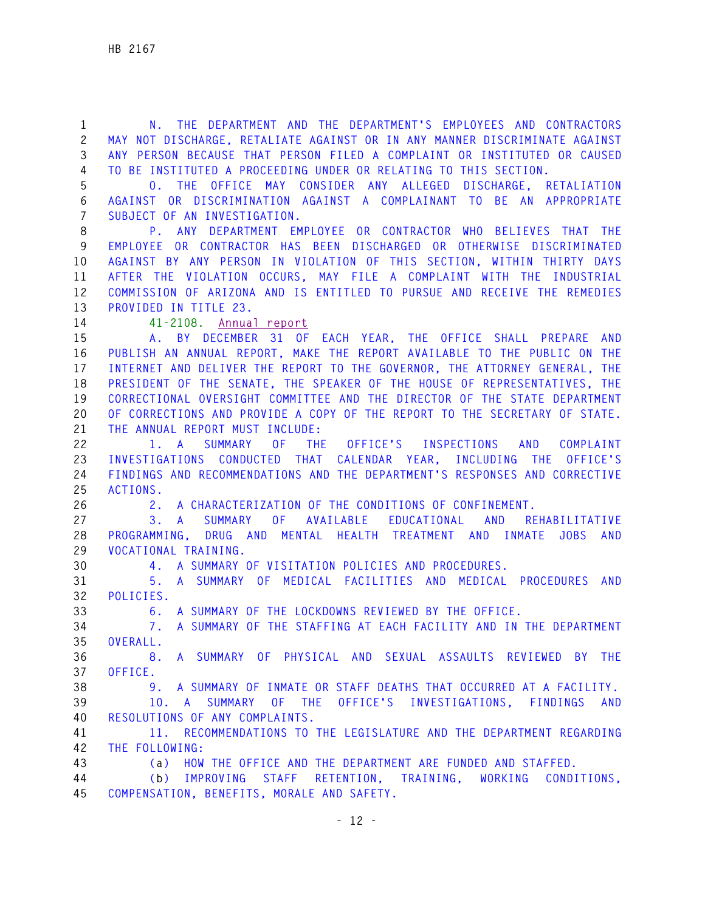N. THE DEPARTMENT AND THE DEPARTMENT'S EMPLOYEES AND CONTRACTORS MAY NOT DISCHARGE, RETALIATE AGAINST OR IN ANY MANNER DISCRIMINATE AGAINST ANY PERSON BECAUSE THAT PERSON FILED A COMPLAINT OR INSTITUTED OR CAUSED TO BE INSTITUTED A PROCEEDING UNDER OR RELATING TO THIS SECTION.

O. THE OFFICE MAY CONSIDER ANY ALLEGED DISCHARGE, RETALIATION AGAINST OR DISCRIMINATION AGAINST A COMPLAINANT TO BE AN APPROPRIATE SUBJECT OF AN INVESTIGATION.

P. ANY DEPARTMENT EMPLOYEE OR CONTRACTOR WHO BELIEVES THAT THE EMPLOYEE OR CONTRACTOR HAS BEEN DISCHARGED OR OTHERWISE DISCRIMINATED AGAINST BY ANY PERSON IN VIOLATION OF THIS SECTION, WITHIN THIRTY DAYS AFTER THE VIOLATION OCCURS, MAY FILE A COMPLAINT WITH THE INDUSTRIAL COMMISSION OF ARIZONA AND IS ENTITLED TO PURSUE AND RECEIVE THE REMEDIES PROVIDED IN TITLE 23.

41-2108. Annual report

A. BY DECEMBER 31 OF EACH YEAR, THE OFFICE SHALL PREPARE AND PUBLISH AN ANNUAL REPORT, MAKE THE REPORT AVAILABLE TO THE PUBLIC ON THE INTERNET AND DELIVER THE REPORT TO THE GOVERNOR, THE ATTORNEY GENERAL, THE PRESIDENT OF THE SENATE, THE SPEAKER OF THE HOUSE OF REPRESENTATIVES, THE CORRECTIONAL OVERSIGHT COMMITTEE AND THE DIRECTOR OF THE STATE DEPARTMENT OF CORRECTIONS AND PROVIDE A COPY OF THE REPORT TO THE SECRETARY OF STATE. THE ANNUAL REPORT MUST INCLUDE:

1. A SUMMARY OF THE OFFICE'S INSPECTIONS AND COMPLAINT INVESTIGATIONS CONDUCTED THAT CALENDAR YEAR, INCLUDING THE OFFICE'S FINDINGS AND RECOMMENDATIONS AND THE DEPARTMENT'S RESPONSES AND CORRECTIVE ACTIONS.

2. A CHARACTERIZATION OF THE CONDITIONS OF CONFINEMENT.

3. A SUMMARY OF AVAILABLE EDUCATIONAL AND REHABILITATIVE PROGRAMMING, DRUG AND MENTAL HEALTH TREATMENT AND INMATE JOBS AND VOCATIONAL TRAINING.

4. A SUMMARY OF VISITATION POLICIES AND PROCEDURES.

5. A SUMMARY OF MEDICAL FACILITIES AND MEDICAL PROCEDURES AND POLICIES.

6. A SUMMARY OF THE LOCKDOWNS REVIEWED BY THE OFFICE.

7. A SUMMARY OF THE STAFFING AT EACH FACILITY AND IN THE DEPARTMENT OVERALL.

8. A SUMMARY OF PHYSICAL AND SEXUAL ASSAULTS REVIEWED BY THE OFFICE.

9. A SUMMARY OF INMATE OR STAFF DEATHS THAT OCCURRED AT A FACILITY.

10. A SUMMARY OF THE OFFICE'S INVESTIGATIONS, FINDINGS AND RESOLUTIONS OF ANY COMPLAINTS.

11. RECOMMENDATIONS TO THE LEGISLATURE AND THE DEPARTMENT REGARDING THE FOLLOWING:

(a) HOW THE OFFICE AND THE DEPARTMENT ARE FUNDED AND STAFFED.

(b) IMPROVING STAFF RETENTION, TRAINING, WORKING CONDITIONS, COMPENSATION, BENEFITS, MORALE AND SAFETY.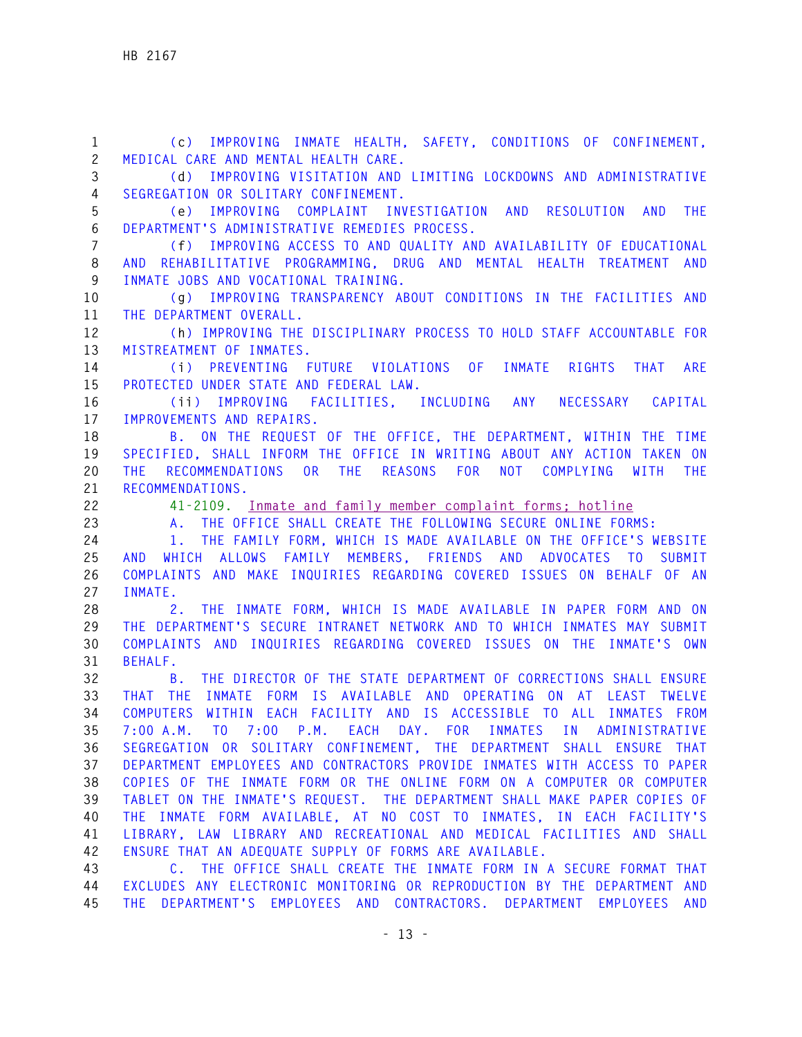(c) IMPROVING INMATE HEALTH, SAFETY, CONDITIONS OF CONFINEMENT, MEDICAL CARE AND MENTAL HEALTH CARE.

(d) IMPROVING VISITATION AND LIMITING LOCKDOWNS AND ADMINISTRATIVE SEGREGATION OR SOLITARY CONFINEMENT.

(e) IMPROVING COMPLAINT INVESTIGATION AND RESOLUTION AND THE DEPARTMENT'S ADMINISTRATIVE REMEDIES PROCESS.

(f) IMPROVING ACCESS TO AND QUALITY AND AVAILABILITY OF EDUCATIONAL AND REHABILITATIVE PROGRAMMING, DRUG AND MENTAL HEALTH TREATMENT AND INMATE JOBS AND VOCATIONAL TRAINING.

(g) IMPROVING TRANSPARENCY ABOUT CONDITIONS IN THE FACILITIES AND THE DEPARTMENT OVERALL.

(h) IMPROVING THE DISCIPLINARY PROCESS TO HOLD STAFF ACCOUNTABLE FOR MISTREATMENT OF INMATES.

(i) PREVENTING FUTURE VIOLATIONS OF INMATE RIGHTS THAT ARE PROTECTED UNDER STATE AND FEDERAL LAW.

(ii) IMPROVING FACILITIES, INCLUDING ANY NECESSARY CAPITAL IMPROVEMENTS AND REPAIRS.

B. ON THE REQUEST OF THE OFFICE, THE DEPARTMENT, WITHIN THE TIME SPECIFIED, SHALL INFORM THE OFFICE IN WRITING ABOUT ANY ACTION TAKEN ON THE RECOMMENDATIONS OR THE REASONS FOR NOT COMPLYING WITH THE RECOMMENDATIONS.

41-2109. Inmate and family member complaint forms; hotline

A. THE OFFICE SHALL CREATE THE FOLLOWING SECURE ONLINE FORMS:

1. THE FAMILY FORM, WHICH IS MADE AVAILABLE ON THE OFFICE'S WEBSITE AND WHICH ALLOWS FAMILY MEMBERS, FRIENDS AND ADVOCATES TO SUBMIT COMPLAINTS AND MAKE INQUIRIES REGARDING COVERED ISSUES ON BEHALF OF AN INMATE.

2. THE INMATE FORM, WHICH IS MADE AVAILABLE IN PAPER FORM AND ON THE DEPARTMENT'S SECURE INTRANET NETWORK AND TO WHICH INMATES MAY SUBMIT COMPLAINTS AND INQUIRIES REGARDING COVERED ISSUES ON THE INMATE'S OWN BEHALF.

B. THE DIRECTOR OF THE STATE DEPARTMENT OF CORRECTIONS SHALL ENSURE THAT THE INMATE FORM IS AVAILABLE AND OPERATING ON AT LEAST TWELVE COMPUTERS WITHIN EACH FACILITY AND IS ACCESSIBLE TO ALL INMATES FROM 7:00 A.M. TO 7:00 P.M. EACH DAY. FOR INMATES IN ADMINISTRATIVE SEGREGATION OR SOLITARY CONFINEMENT, THE DEPARTMENT SHALL ENSURE THAT DEPARTMENT EMPLOYEES AND CONTRACTORS PROVIDE INMATES WITH ACCESS TO PAPER COPIES OF THE INMATE FORM OR THE ONLINE FORM ON A COMPUTER OR COMPUTER TABLET ON THE INMATE'S REQUEST. THE DEPARTMENT SHALL MAKE PAPER COPIES OF THE INMATE FORM AVAILABLE, AT NO COST TO INMATES, IN EACH FACILITY'S LIBRARY, LAW LIBRARY AND RECREATIONAL AND MEDICAL FACILITIES AND SHALL ENSURE THAT AN ADEQUATE SUPPLY OF FORMS ARE AVAILABLE.

C. THE OFFICE SHALL CREATE THE INMATE FORM IN A SECURE FORMAT THAT EXCLUDES ANY ELECTRONIC MONITORING OR REPRODUCTION BY THE DEPARTMENT AND THE DEPARTMENT'S EMPLOYEES AND CONTRACTORS. DEPARTMENT EMPLOYEES AND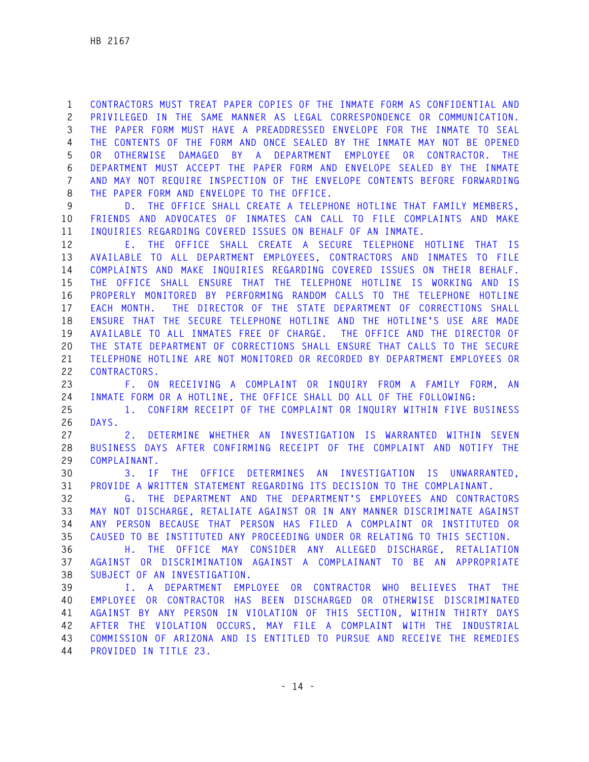CONTRACTORS MUST TREAT PAPER COPIES OF THE INMATE FORM AS CONFIDENTIAL AND PRIVILEGED IN THE SAME MANNER AS LEGAL CORRESPONDENCE OR COMMUNICATION. THE PAPER FORM MUST HAVE A PREADDRESSED ENVELOPE FOR THE INMATE TO SEAL THE CONTENTS OF THE FORM AND ONCE SEALED BY THE INMATE MAY NOT BE OPENED OR OTHERWISE DAMAGED BY A DEPARTMENT EMPLOYEE OR CONTRACTOR. THE DEPARTMENT MUST ACCEPT THE PAPER FORM AND ENVELOPE SEALED BY THE INMATE AND MAY NOT REQUIRE INSPECTION OF THE ENVELOPE CONTENTS BEFORE FORWARDING THE PAPER FORM AND ENVELOPE TO THE OFFICE.

D. THE OFFICE SHALL CREATE A TELEPHONE HOTLINE THAT FAMILY MEMBERS, FRIENDS AND ADVOCATES OF INMATES CAN CALL TO FILE COMPLAINTS AND MAKE INQUIRIES REGARDING COVERED ISSUES ON BEHALF OF AN INMATE.

E. THE OFFICE SHALL CREATE A SECURE TELEPHONE HOTLINE THAT IS AVAILABLE TO ALL DEPARTMENT EMPLOYEES, CONTRACTORS AND INMATES TO FILE COMPLAINTS AND MAKE INQUIRIES REGARDING COVERED ISSUES ON THEIR BEHALF. THE OFFICE SHALL ENSURE THAT THE TELEPHONE HOTLINE IS WORKING AND IS PROPERLY MONITORED BY PERFORMING RANDOM CALLS TO THE TELEPHONE HOTLINE EACH MONTH. THE DIRECTOR OF THE STATE DEPARTMENT OF CORRECTIONS SHALL ENSURE THAT THE SECURE TELEPHONE HOTLINE AND THE HOTLINE'S USE ARE MADE AVAILABLE TO ALL INMATES FREE OF CHARGE. THE OFFICE AND THE DIRECTOR OF THE STATE DEPARTMENT OF CORRECTIONS SHALL ENSURE THAT CALLS TO THE SECURE TELEPHONE HOTLINE ARE NOT MONITORED OR RECORDED BY DEPARTMENT EMPLOYEES OR CONTRACTORS.

F. ON RECEIVING A COMPLAINT OR INQUIRY FROM A FAMILY FORM, AN INMATE FORM OR A HOTLINE, THE OFFICE SHALL DO ALL OF THE FOLLOWING:

1. CONFIRM RECEIPT OF THE COMPLAINT OR INQUIRY WITHIN FIVE BUSINESS DAYS.

2. DETERMINE WHETHER AN INVESTIGATION IS WARRANTED WITHIN SEVEN BUSINESS DAYS AFTER CONFIRMING RECEIPT OF THE COMPLAINT AND NOTIFY THE COMPLAINANT.

3. IF THE OFFICE DETERMINES AN INVESTIGATION IS UNWARRANTED, PROVIDE A WRITTEN STATEMENT REGARDING ITS DECISION TO THE COMPLAINANT.

G. THE DEPARTMENT AND THE DEPARTMENT'S EMPLOYEES AND CONTRACTORS MAY NOT DISCHARGE, RETALIATE AGAINST OR IN ANY MANNER DISCRIMINATE AGAINST ANY PERSON BECAUSE THAT PERSON HAS FILED A COMPLAINT OR INSTITUTED OR CAUSED TO BE INSTITUTED ANY PROCEEDING UNDER OR RELATING TO THIS SECTION.

H. THE OFFICE MAY CONSIDER ANY ALLEGED DISCHARGE, RETALIATION AGAINST OR DISCRIMINATION AGAINST A COMPLAINANT TO BE AN APPROPRIATE SUBJECT OF AN INVESTIGATION.

I. A DEPARTMENT EMPLOYEE OR CONTRACTOR WHO BELIEVES THAT THE EMPLOYEE OR CONTRACTOR HAS BEEN DISCHARGED OR OTHERWISE DISCRIMINATED AGAINST BY ANY PERSON IN VIOLATION OF THIS SECTION, WITHIN THIRTY DAYS AFTER THE VIOLATION OCCURS, MAY FILE A COMPLAINT WITH THE INDUSTRIAL COMMISSION OF ARIZONA AND IS ENTITLED TO PURSUE AND RECEIVE THE REMEDIES PROVIDED IN TITLE 23.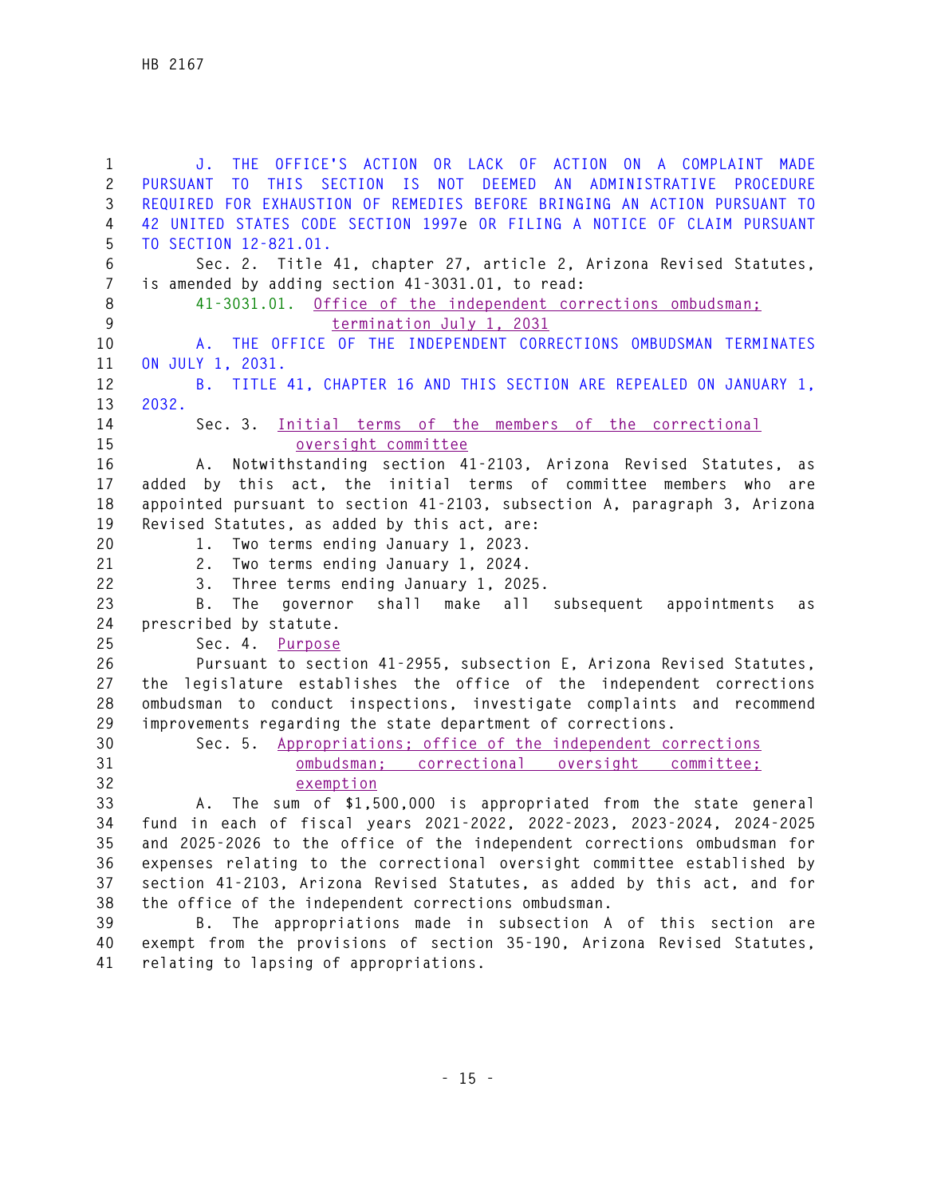J. THE OFFICE'S ACTION OR LACK OF ACTION ON A COMPLAINT MADE PURSUANT TO THIS SECTION IS NOT DEEMED AN ADMINISTRATIVE PROCEDURE REQUIRED FOR EXHAUSTION OF REMEDIES BEFORE BRINGING AN ACTION PURSUANT TO 42 UNITED STATES CODE SECTION 1997e OR FILING A NOTICE OF CLAIM PURSUANT TO SECTION 12-821.01.

Sec. 2. Title 41, chapter 27, article 2, Arizona Revised Statutes, is amended by adding section 41-3031.01, to read:

41-3031.01. Office of the independent corrections ombudsman; termination July 1, 2031

A. THE OFFICE OF THE INDEPENDENT CORRECTIONS OMBUDSMAN TERMINATES ON JULY 1, 2031.

B. TITLE 41, CHAPTER 16 AND THIS SECTION ARE REPEALED ON JANUARY 1, 2032.

Sec. 3. Initial terms of the members of the correctional oversight committee

A. Notwithstanding section 41-2103, Arizona Revised Statutes, as added by this act, the initial terms of committee members who are appointed pursuant to section 41-2103, subsection A, paragraph 3, Arizona Revised Statutes, as added by this act, are:

1. Two terms ending January 1, 2023.
2. Two terms ending January 1, 2024.
3. Three terms ending January 1, 2025.

B. The governor shall make all subsequent appointments as prescribed by statute.

Sec. 4. Purpose

Pursuant to section 41-2955, subsection E, Arizona Revised Statutes, the legislature establishes the office of the independent corrections ombudsman to conduct inspections, investigate complaints and recommend improvements regarding the state department of corrections.

Sec. 5. Appropriations; office of the independent corrections ombudsman; correctional oversight committee; exemption

A. The sum of $1,500,000 is appropriated from the state general fund in each of fiscal years 2021-2022, 2022-2023, 2023-2024, 2024-2025 and 2025-2026 to the office of the independent corrections ombudsman for expenses relating to the correctional oversight committee established by section 41-2103, Arizona Revised Statutes, as added by this act, and for the office of the independent corrections ombudsman.

B. The appropriations made in subsection A of this section are exempt from the provisions of section 35-190, Arizona Revised Statutes, relating to lapsing of appropriations.